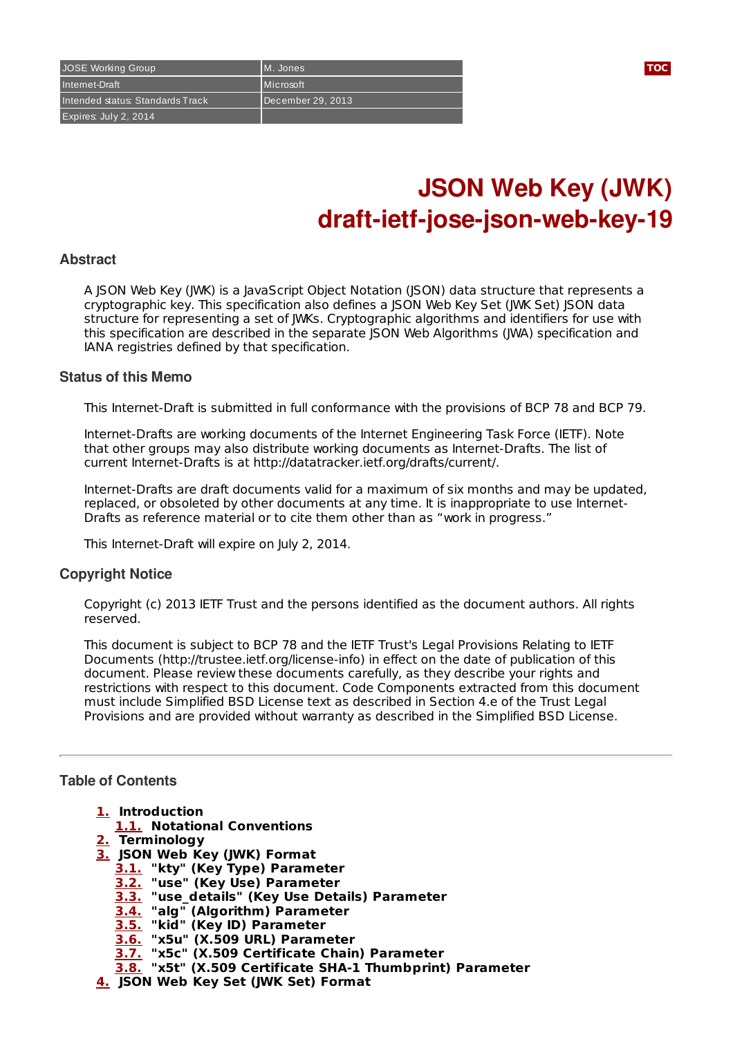| JOSE Working Group | M. Jones |
| --- | --- |
| Internet-Draft | Microsoft |
| Intended status: Standards Track | December 29, 2013 |
| Expires: July 2, 2014 | |

# JSON Web Key (JWK)
# draft-ietf-jose-json-web-key-19

### Abstract

A JSON Web Key (JWK) is a JavaScript Object Notation (JSON) data structure that represents a cryptographic key. This specification also defines a JSON Web Key Set (JWK Set) JSON data structure for representing a set of JWKs. Cryptographic algorithms and identifiers for use with this specification are described in the separate JSON Web Algorithms (JWA) specification and IANA registries defined by that specification.

### Status of this Memo

This Internet-Draft is submitted in full conformance with the provisions of BCP 78 and BCP 79.

Internet-Drafts are working documents of the Internet Engineering Task Force (IETF). Note that other groups may also distribute working documents as Internet-Drafts. The list of current Internet-Drafts is at http://datatracker.ietf.org/drafts/current/.

Internet-Drafts are draft documents valid for a maximum of six months and may be updated, replaced, or obsoleted by other documents at any time. It is inappropriate to use Internet-Drafts as reference material or to cite them other than as “work in progress.”

This Internet-Draft will expire on July 2, 2014.

### Copyright Notice

Copyright (c) 2013 IETF Trust and the persons identified as the document authors. All rights reserved.

This document is subject to BCP 78 and the IETF Trust's Legal Provisions Relating to IETF Documents (http://trustee.ietf.org/license-info) in effect on the date of publication of this document. Please review these documents carefully, as they describe your rights and restrictions with respect to this document. Code Components extracted from this document must include Simplified BSD License text as described in Section 4.e of the Trust Legal Provisions and are provided without warranty as described in the Simplified BSD License.

---

### Table of Contents

- **1.** **Introduction**
  - **1.1.** **Notational Conventions**
- **2.** **Terminology**
- **3.** **JSON Web Key (JWK) Format**
  - **3.1.** **"kty" (Key Type) Parameter**
  - **3.2.** **"use" (Key Use) Parameter**
  - **3.3.** **"use_details" (Key Use Details) Parameter**
  - **3.4.** **"alg" (Algorithm) Parameter**
  - **3.5.** **"kid" (Key ID) Parameter**
  - **3.6.** **"x5u" (X.509 URL) Parameter**
  - **3.7.** **"x5c" (X.509 Certificate Chain) Parameter**
  - **3.8.** **"x5t" (X.509 Certificate SHA-1 Thumbprint) Parameter**
- **4.** **JSON Web Key Set (JWK Set) Format**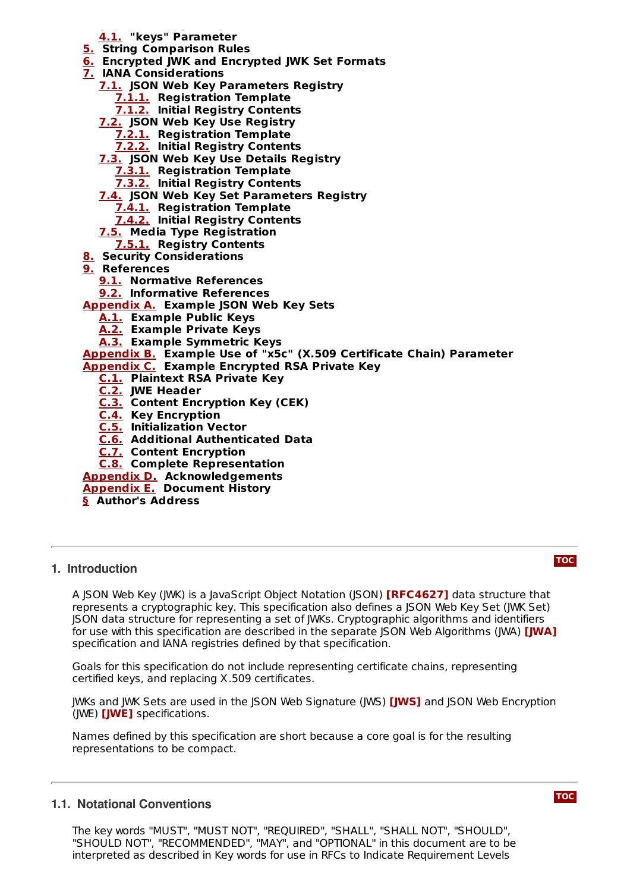- 4.1. "keys" Parameter
- 5. String Comparison Rules
- 6. Encrypted JWK and Encrypted JWK Set Formats
- 7. IANA Considerations
  - 7.1. JSON Web Key Parameters Registry
    - 7.1.1. Registration Template
    - 7.1.2. Initial Registry Contents
  - 7.2. JSON Web Key Use Registry
    - 7.2.1. Registration Template
    - 7.2.2. Initial Registry Contents
  - 7.3. JSON Web Key Use Details Registry
    - 7.3.1. Registration Template
    - 7.3.2. Initial Registry Contents
  - 7.4. JSON Web Key Set Parameters Registry
    - 7.4.1. Registration Template
    - 7.4.2. Initial Registry Contents
  - 7.5. Media Type Registration
    - 7.5.1. Registry Contents
- 8. Security Considerations
- 9. References
  - 9.1. Normative References
  - 9.2. Informative References
- Appendix A. Example JSON Web Key Sets
  - A.1. Example Public Keys
  - A.2. Example Private Keys
  - A.3. Example Symmetric Keys
- Appendix B. Example Use of "x5c" (X.509 Certificate Chain) Parameter
- Appendix C. Example Encrypted RSA Private Key
  - C.1. Plaintext RSA Private Key
  - C.2. JWE Header
  - C.3. Content Encryption Key (CEK)
  - C.4. Key Encryption
  - C.5. Initialization Vector
  - C.6. Additional Authenticated Data
  - C.7. Content Encryption
  - C.8. Complete Representation
- Appendix D. Acknowledgements
- Appendix E. Document History
- § Author's Address

## 1. Introduction

A JSON Web Key (JWK) is a JavaScript Object Notation (JSON) **[RFC4627]** data structure that represents a cryptographic key. This specification also defines a JSON Web Key Set (JWK Set) JSON data structure for representing a set of JWKs. Cryptographic algorithms and identifiers for use with this specification are described in the separate JSON Web Algorithms (JWA) **[JWA]** specification and IANA registries defined by that specification.

Goals for this specification do not include representing certificate chains, representing certified keys, and replacing X.509 certificates.

JWKs and JWK Sets are used in the JSON Web Signature (JWS) **[JWS]** and JSON Web Encryption (JWE) **[JWE]** specifications.

Names defined by this specification are short because a core goal is for the resulting representations to be compact.

### 1.1. Notational Conventions

The key words "MUST", "MUST NOT", "REQUIRED", "SHALL", "SHALL NOT", "SHOULD", "SHOULD NOT", "RECOMMENDED", "MAY", and "OPTIONAL" in this document are to be interpreted as described in Key words for use in RFCs to Indicate Requirement Levels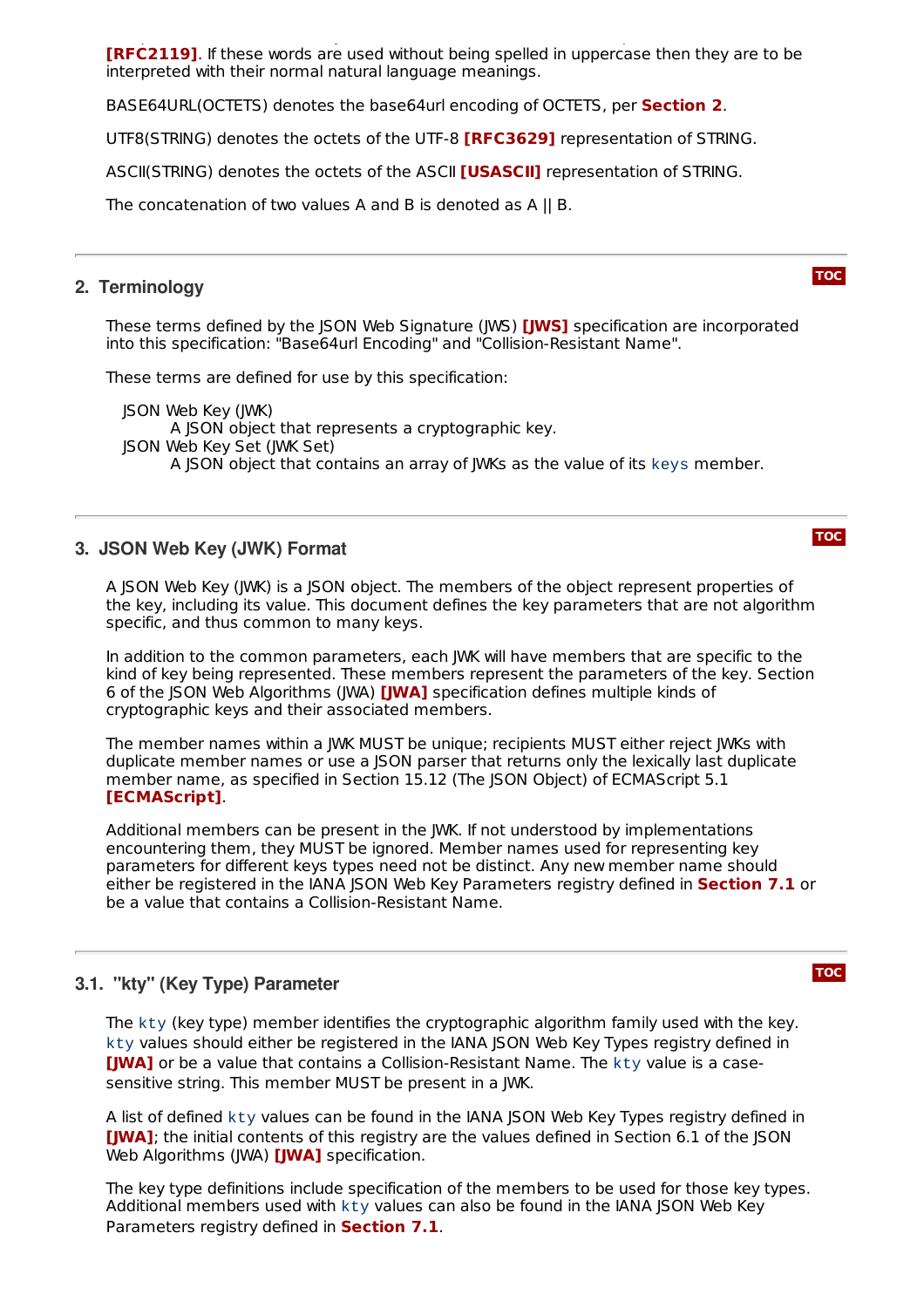[RFC2119]. If these words are used without being spelled in uppercase then they are to be interpreted with their normal natural language meanings.

BASE64URL(OCTETS) denotes the base64url encoding of OCTETS, per **Section 2**.

UTF8(STRING) denotes the octets of the UTF-8 **[RFC3629]** representation of STRING.

ASCII(STRING) denotes the octets of the ASCII **[USASCII]** representation of STRING.

The concatenation of two values A and B is denoted as A || B.

## 2. Terminology

These terms defined by the JSON Web Signature (JWS) **[JWS]** specification are incorporated into this specification: "Base64url Encoding" and "Collision-Resistant Name".

These terms are defined for use by this specification:

JSON Web Key (JWK)
: A JSON object that represents a cryptographic key.

JSON Web Key Set (JWK Set)
: A JSON object that contains an array of JWKs as the value of its `keys` member.

## 3. JSON Web Key (JWK) Format

A JSON Web Key (JWK) is a JSON object. The members of the object represent properties of the key, including its value. This document defines the key parameters that are not algorithm specific, and thus common to many keys.

In addition to the common parameters, each JWK will have members that are specific to the kind of key being represented. These members represent the parameters of the key. Section 6 of the JSON Web Algorithms (JWA) **[JWA]** specification defines multiple kinds of cryptographic keys and their associated members.

The member names within a JWK MUST be unique; recipients MUST either reject JWKs with duplicate member names or use a JSON parser that returns only the lexically last duplicate member name, as specified in Section 15.12 (The JSON Object) of ECMAScript 5.1 **[ECMAScript]**.

Additional members can be present in the JWK. If not understood by implementations encountering them, they MUST be ignored. Member names used for representing key parameters for different keys types need not be distinct. Any new member name should either be registered in the IANA JSON Web Key Parameters registry defined in **Section 7.1** or be a value that contains a Collision-Resistant Name.

### 3.1. "kty" (Key Type) Parameter

The `kty` (key type) member identifies the cryptographic algorithm family used with the key. `kty` values should either be registered in the IANA JSON Web Key Types registry defined in **[JWA]** or be a value that contains a Collision-Resistant Name. The `kty` value is a case-sensitive string. This member MUST be present in a JWK.

A list of defined `kty` values can be found in the IANA JSON Web Key Types registry defined in **[JWA]**; the initial contents of this registry are the values defined in Section 6.1 of the JSON Web Algorithms (JWA) **[JWA]** specification.

The key type definitions include specification of the members to be used for those key types. Additional members used with `kty` values can also be found in the IANA JSON Web Key Parameters registry defined in **Section 7.1**.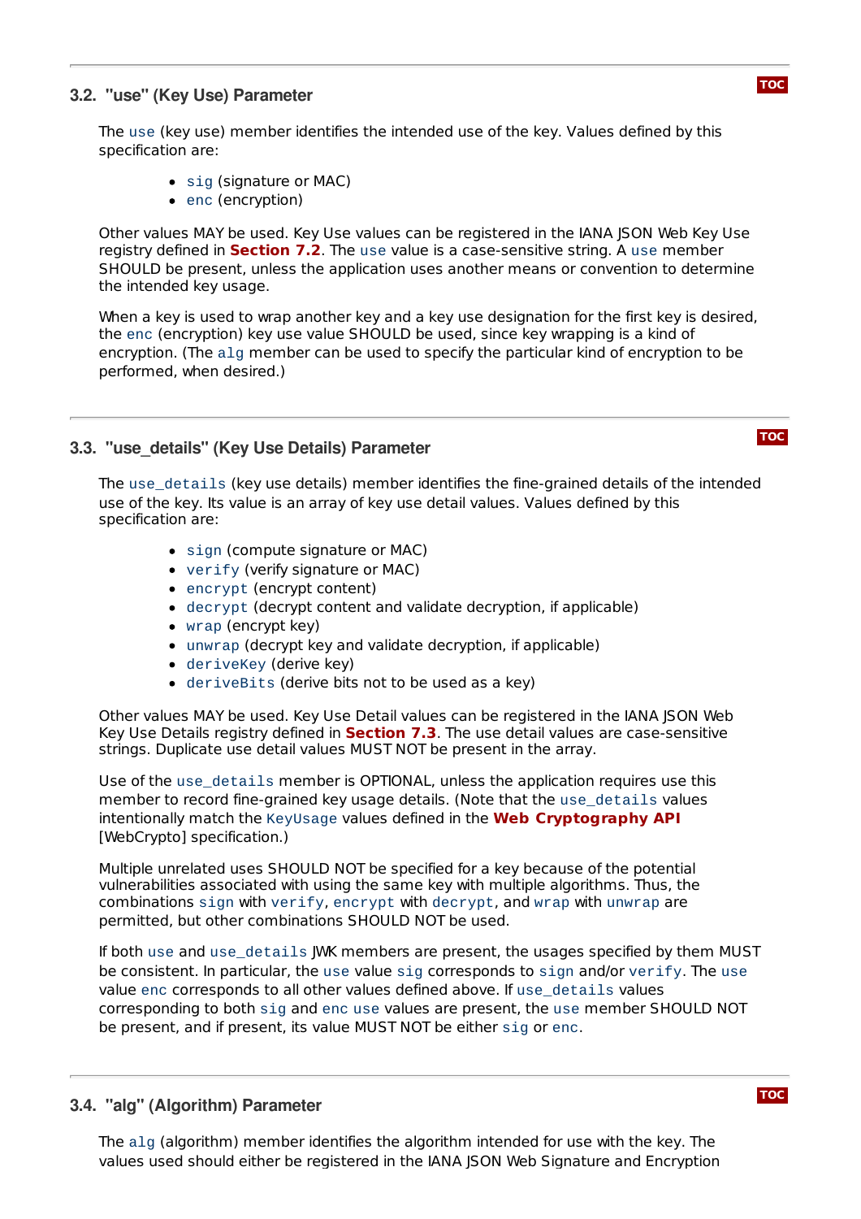### 3.2. "use" (Key Use) Parameter

The `use` (key use) member identifies the intended use of the key. Values defined by this specification are:

- `sig` (signature or MAC)
- `enc` (encryption)

Other values MAY be used. Key Use values can be registered in the IANA JSON Web Key Use registry defined in **Section 7.2**. The `use` value is a case-sensitive string. A `use` member SHOULD be present, unless the application uses another means or convention to determine the intended key usage.

When a key is used to wrap another key and a key use designation for the first key is desired, the `enc` (encryption) key use value SHOULD be used, since key wrapping is a kind of encryption. (The `alg` member can be used to specify the particular kind of encryption to be performed, when desired.)

### 3.3. "use_details" (Key Use Details) Parameter

The `use_details` (key use details) member identifies the fine-grained details of the intended use of the key. Its value is an array of key use detail values. Values defined by this specification are:

- `sign` (compute signature or MAC)
- `verify` (verify signature or MAC)
- `encrypt` (encrypt content)
- `decrypt` (decrypt content and validate decryption, if applicable)
- `wrap` (encrypt key)
- `unwrap` (decrypt key and validate decryption, if applicable)
- `deriveKey` (derive key)
- `deriveBits` (derive bits not to be used as a key)

Other values MAY be used. Key Use Detail values can be registered in the IANA JSON Web Key Use Details registry defined in **Section 7.3**. The use detail values are case-sensitive strings. Duplicate use detail values MUST NOT be present in the array.

Use of the `use_details` member is OPTIONAL, unless the application requires use this member to record fine-grained key usage details. (Note that the `use_details` values intentionally match the `KeyUsage` values defined in the **Web Cryptography API** [WebCrypto] specification.)

Multiple unrelated uses SHOULD NOT be specified for a key because of the potential vulnerabilities associated with using the same key with multiple algorithms. Thus, the combinations `sign` with `verify`, `encrypt` with `decrypt`, and `wrap` with `unwrap` are permitted, but other combinations SHOULD NOT be used.

If both `use` and `use_details` JWK members are present, the usages specified by them MUST be consistent. In particular, the `use` value `sig` corresponds to `sign` and/or `verify`. The `use` value `enc` corresponds to all other values defined above. If `use_details` values corresponding to both `sig` and `enc` `use` values are present, the `use` member SHOULD NOT be present, and if present, its value MUST NOT be either `sig` or `enc`.

### 3.4. "alg" (Algorithm) Parameter

The `alg` (algorithm) member identifies the algorithm intended for use with the key. The values used should either be registered in the IANA JSON Web Signature and Encryption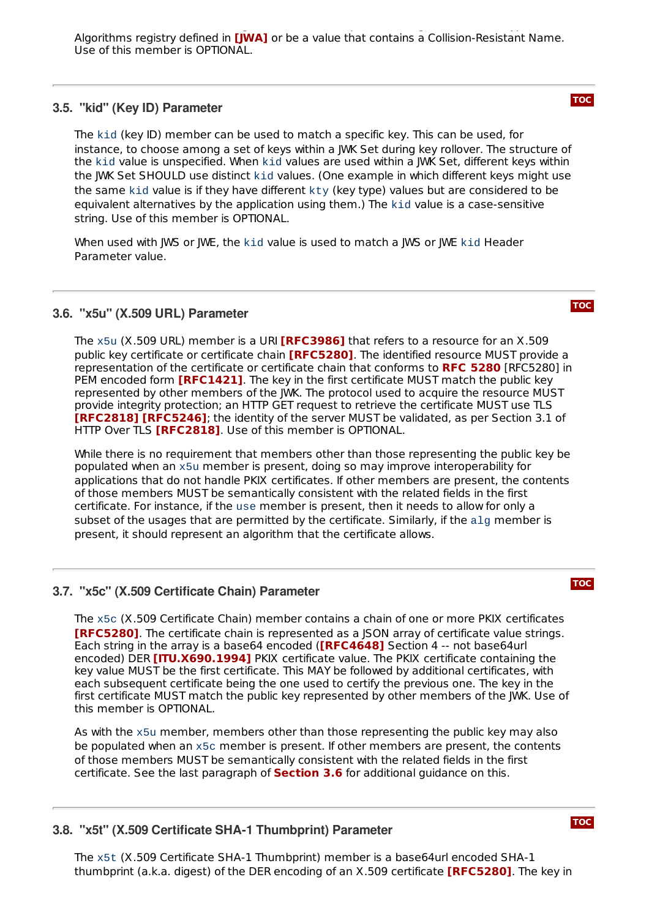Algorithms registry defined in [JWA] or be a value that contains a Collision-Resistant Name. Use of this member is OPTIONAL.

### 3.5. "kid" (Key ID) Parameter

The `kid` (key ID) member can be used to match a specific key. This can be used, for instance, to choose among a set of keys within a JWK Set during key rollover. The structure of the `kid` value is unspecified. When `kid` values are used within a JWK Set, different keys within the JWK Set SHOULD use distinct `kid` values. (One example in which different keys might use the same `kid` value is if they have different `kty` (key type) values but are considered to be equivalent alternatives by the application using them.) The `kid` value is a case-sensitive string. Use of this member is OPTIONAL.

When used with JWS or JWE, the `kid` value is used to match a JWS or JWE `kid` Header Parameter value.

### 3.6. "x5u" (X.509 URL) Parameter

The `x5u` (X.509 URL) member is a URI **[RFC3986]** that refers to a resource for an X.509 public key certificate or certificate chain **[RFC5280]**. The identified resource MUST provide a representation of the certificate or certificate chain that conforms to **RFC 5280** [RFC5280] in PEM encoded form **[RFC1421]**. The key in the first certificate MUST match the public key represented by other members of the JWK. The protocol used to acquire the resource MUST provide integrity protection; an HTTP GET request to retrieve the certificate MUST use TLS **[RFC2818] [RFC5246]**; the identity of the server MUST be validated, as per Section 3.1 of HTTP Over TLS **[RFC2818]**. Use of this member is OPTIONAL.

While there is no requirement that members other than those representing the public key be populated when an `x5u` member is present, doing so may improve interoperability for applications that do not handle PKIX certificates. If other members are present, the contents of those members MUST be semantically consistent with the related fields in the first certificate. For instance, if the `use` member is present, then it needs to allow for only a subset of the usages that are permitted by the certificate. Similarly, if the `alg` member is present, it should represent an algorithm that the certificate allows.

### 3.7. "x5c" (X.509 Certificate Chain) Parameter

The `x5c` (X.509 Certificate Chain) member contains a chain of one or more PKIX certificates **[RFC5280]**. The certificate chain is represented as a JSON array of certificate value strings. Each string in the array is a base64 encoded (**[RFC4648]** Section 4 -- not base64url encoded) DER **[ITU.X690.1994]** PKIX certificate value. The PKIX certificate containing the key value MUST be the first certificate. This MAY be followed by additional certificates, with each subsequent certificate being the one used to certify the previous one. The key in the first certificate MUST match the public key represented by other members of the JWK. Use of this member is OPTIONAL.

As with the `x5u` member, members other than those representing the public key may also be populated when an `x5c` member is present. If other members are present, the contents of those members MUST be semantically consistent with the related fields in the first certificate. See the last paragraph of **Section 3.6** for additional guidance on this.

### 3.8. "x5t" (X.509 Certificate SHA-1 Thumbprint) Parameter

The `x5t` (X.509 Certificate SHA-1 Thumbprint) member is a base64url encoded SHA-1 thumbprint (a.k.a. digest) of the DER encoding of an X.509 certificate **[RFC5280]**. The key in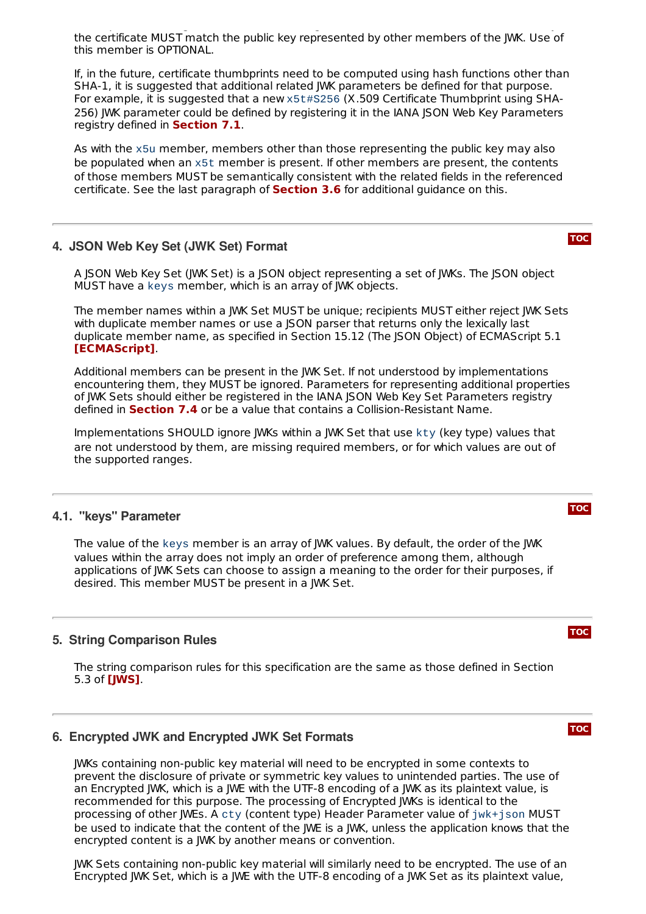the certificate MUST match the public key represented by other members of the JWK. Use of this member is OPTIONAL.

If, in the future, certificate thumbprints need to be computed using hash functions other than SHA-1, it is suggested that additional related JWK parameters be defined for that purpose. For example, it is suggested that a new `x5t#S256` (X.509 Certificate Thumbprint using SHA-256) JWK parameter could be defined by registering it in the IANA JSON Web Key Parameters registry defined in **Section 7.1**.

As with the `x5u` member, members other than those representing the public key may also be populated when an `x5t` member is present. If other members are present, the contents of those members MUST be semantically consistent with the related fields in the referenced certificate. See the last paragraph of **Section 3.6** for additional guidance on this.

## 4. JSON Web Key Set (JWK Set) Format

A JSON Web Key Set (JWK Set) is a JSON object representing a set of JWKs. The JSON object MUST have a `keys` member, which is an array of JWK objects.

The member names within a JWK Set MUST be unique; recipients MUST either reject JWK Sets with duplicate member names or use a JSON parser that returns only the lexically last duplicate member name, as specified in Section 15.12 (The JSON Object) of ECMAScript 5.1 **[ECMAScript]**.

Additional members can be present in the JWK Set. If not understood by implementations encountering them, they MUST be ignored. Parameters for representing additional properties of JWK Sets should either be registered in the IANA JSON Web Key Set Parameters registry defined in **Section 7.4** or be a value that contains a Collision-Resistant Name.

Implementations SHOULD ignore JWKs within a JWK Set that use `kty` (key type) values that are not understood by them, are missing required members, or for which values are out of the supported ranges.

### 4.1. "keys" Parameter

The value of the `keys` member is an array of JWK values. By default, the order of the JWK values within the array does not imply an order of preference among them, although applications of JWK Sets can choose to assign a meaning to the order for their purposes, if desired. This member MUST be present in a JWK Set.

## 5. String Comparison Rules

The string comparison rules for this specification are the same as those defined in Section 5.3 of **[JWS]**.

## 6. Encrypted JWK and Encrypted JWK Set Formats

JWKs containing non-public key material will need to be encrypted in some contexts to prevent the disclosure of private or symmetric key values to unintended parties. The use of an Encrypted JWK, which is a JWE with the UTF-8 encoding of a JWK as its plaintext value, is recommended for this purpose. The processing of Encrypted JWKs is identical to the processing of other JWEs. A `cty` (content type) Header Parameter value of `jwk+json` MUST be used to indicate that the content of the JWE is a JWK, unless the application knows that the encrypted content is a JWK by another means or convention.

JWK Sets containing non-public key material will similarly need to be encrypted. The use of an Encrypted JWK Set, which is a JWE with the UTF-8 encoding of a JWK Set as its plaintext value,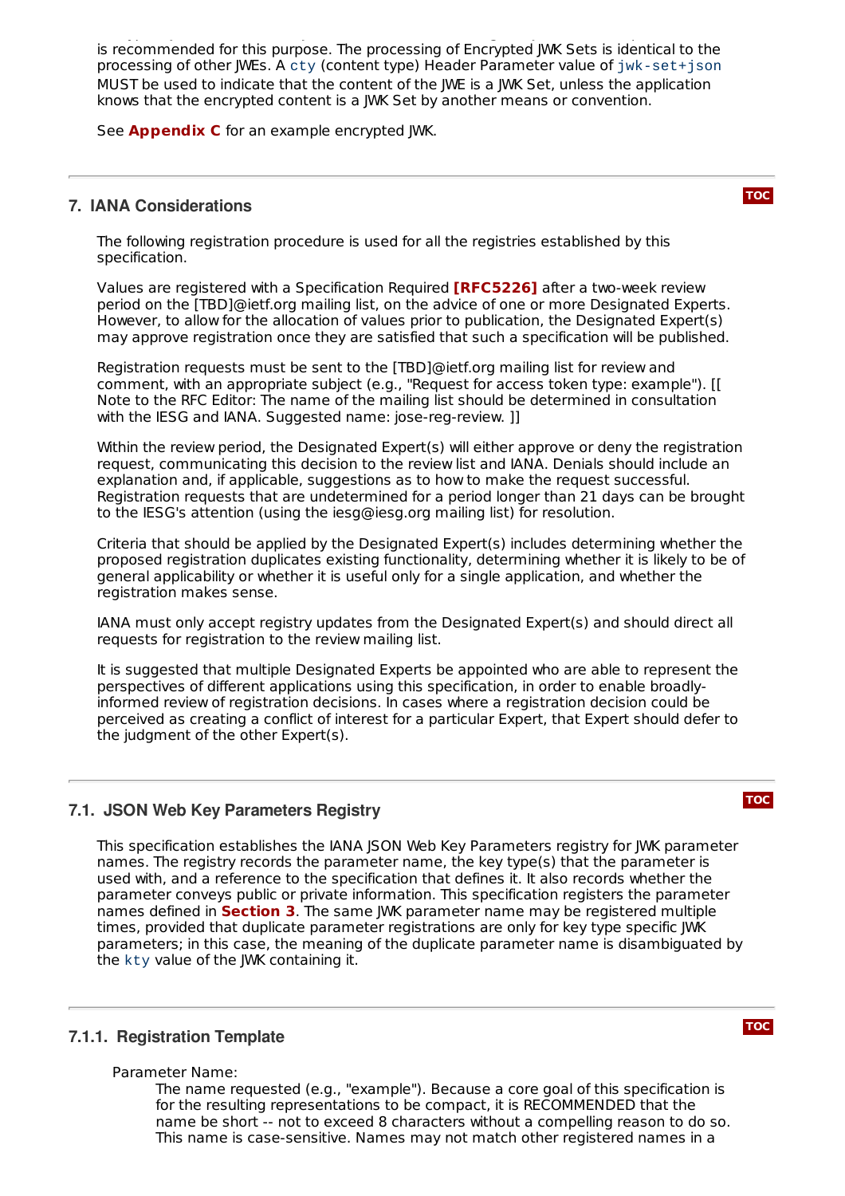is recommended for this purpose. The processing of Encrypted JWK Sets is identical to the processing of other JWEs. A `cty` (content type) Header Parameter value of `jwk-set+json` MUST be used to indicate that the content of the JWE is a JWK Set, unless the application knows that the encrypted content is a JWK Set by another means or convention.

See **Appendix C** for an example encrypted JWK.

## 7. IANA Considerations

The following registration procedure is used for all the registries established by this specification.

Values are registered with a Specification Required **[RFC5226]** after a two-week review period on the [TBD]@ietf.org mailing list, on the advice of one or more Designated Experts. However, to allow for the allocation of values prior to publication, the Designated Expert(s) may approve registration once they are satisfied that such a specification will be published.

Registration requests must be sent to the [TBD]@ietf.org mailing list for review and comment, with an appropriate subject (e.g., "Request for access token type: example"). [[ Note to the RFC Editor: The name of the mailing list should be determined in consultation with the IESG and IANA. Suggested name: jose-reg-review. ]]

Within the review period, the Designated Expert(s) will either approve or deny the registration request, communicating this decision to the review list and IANA. Denials should include an explanation and, if applicable, suggestions as to how to make the request successful. Registration requests that are undetermined for a period longer than 21 days can be brought to the IESG's attention (using the iesg@iesg.org mailing list) for resolution.

Criteria that should be applied by the Designated Expert(s) includes determining whether the proposed registration duplicates existing functionality, determining whether it is likely to be of general applicability or whether it is useful only for a single application, and whether the registration makes sense.

IANA must only accept registry updates from the Designated Expert(s) and should direct all requests for registration to the review mailing list.

It is suggested that multiple Designated Experts be appointed who are able to represent the perspectives of different applications using this specification, in order to enable broadly-informed review of registration decisions. In cases where a registration decision could be perceived as creating a conflict of interest for a particular Expert, that Expert should defer to the judgment of the other Expert(s).

### 7.1. JSON Web Key Parameters Registry

This specification establishes the IANA JSON Web Key Parameters registry for JWK parameter names. The registry records the parameter name, the key type(s) that the parameter is used with, and a reference to the specification that defines it. It also records whether the parameter conveys public or private information. This specification registers the parameter names defined in **Section 3**. The same JWK parameter name may be registered multiple times, provided that duplicate parameter registrations are only for key type specific JWK parameters; in this case, the meaning of the duplicate parameter name is disambiguated by the `kty` value of the JWK containing it.

#### 7.1.1. Registration Template

Parameter Name:
The name requested (e.g., "example"). Because a core goal of this specification is for the resulting representations to be compact, it is RECOMMENDED that the name be short -- not to exceed 8 characters without a compelling reason to do so. This name is case-sensitive. Names may not match other registered names in a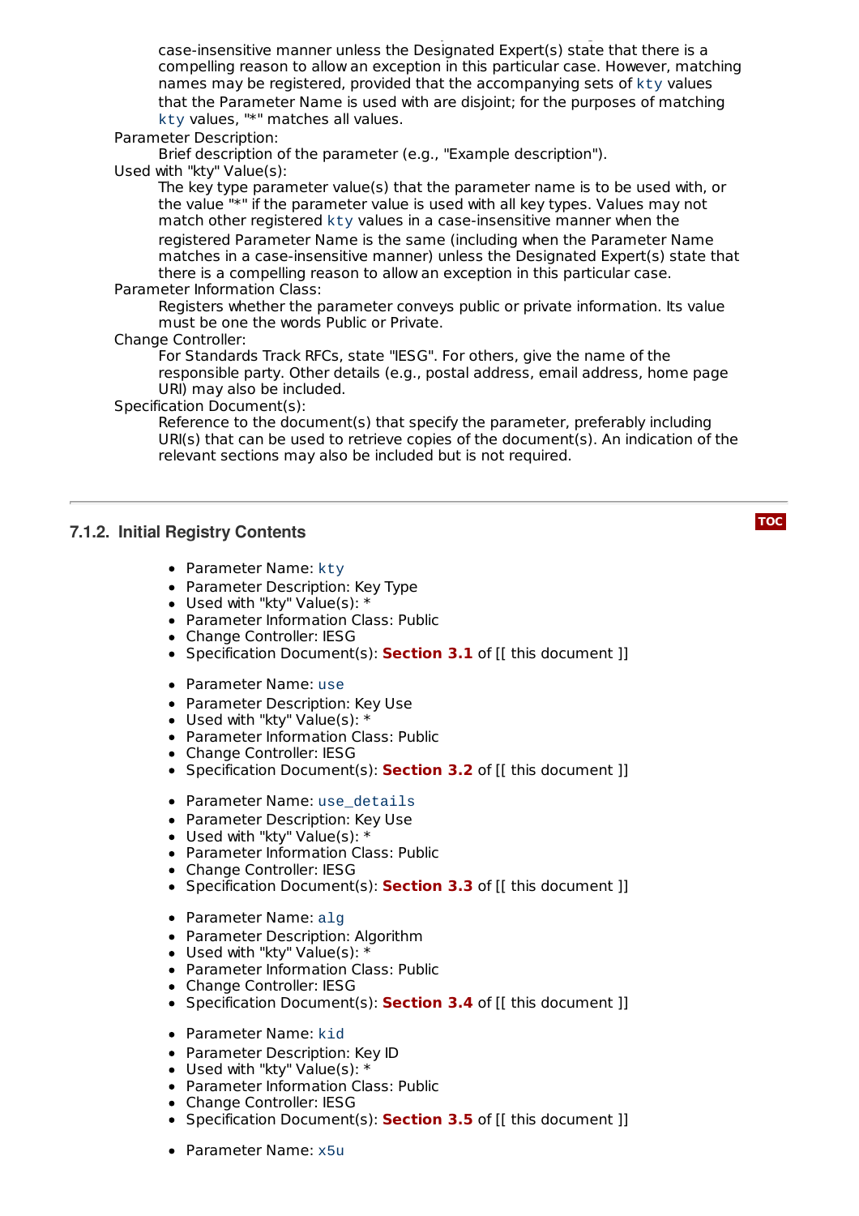case-insensitive manner unless the Designated Expert(s) state that there is a compelling reason to allow an exception in this particular case. However, matching names may be registered, provided that the accompanying sets of `kty` values that the Parameter Name is used with are disjoint; for the purposes of matching `kty` values, "*" matches all values.

Parameter Description:
: Brief description of the parameter (e.g., "Example description").

Used with "kty" Value(s):
: The key type parameter value(s) that the parameter name is to be used with, or the value "*" if the parameter value is used with all key types. Values may not match other registered `kty` values in a case-insensitive manner when the registered Parameter Name is the same (including when the Parameter Name matches in a case-insensitive manner) unless the Designated Expert(s) state that there is a compelling reason to allow an exception in this particular case.

Parameter Information Class:
: Registers whether the parameter conveys public or private information. Its value must be one the words Public or Private.

Change Controller:
: For Standards Track RFCs, state "IESG". For others, give the name of the responsible party. Other details (e.g., postal address, email address, home page URI) may also be included.

Specification Document(s):
: Reference to the document(s) that specify the parameter, preferably including URI(s) that can be used to retrieve copies of the document(s). An indication of the relevant sections may also be included but is not required.

### 7.1.2. Initial Registry Contents

- Parameter Name: `kty`
- Parameter Description: Key Type
- Used with "kty" Value(s): *
- Parameter Information Class: Public
- Change Controller: IESG
- Specification Document(s): **Section 3.1** of [[ this document ]]

- Parameter Name: `use`
- Parameter Description: Key Use
- Used with "kty" Value(s): *
- Parameter Information Class: Public
- Change Controller: IESG
- Specification Document(s): **Section 3.2** of [[ this document ]]

- Parameter Name: `use_details`
- Parameter Description: Key Use
- Used with "kty" Value(s): *
- Parameter Information Class: Public
- Change Controller: IESG
- Specification Document(s): **Section 3.3** of [[ this document ]]

- Parameter Name: `alg`
- Parameter Description: Algorithm
- Used with "kty" Value(s): *
- Parameter Information Class: Public
- Change Controller: IESG
- Specification Document(s): **Section 3.4** of [[ this document ]]

- Parameter Name: `kid`
- Parameter Description: Key ID
- Used with "kty" Value(s): *
- Parameter Information Class: Public
- Change Controller: IESG
- Specification Document(s): **Section 3.5** of [[ this document ]]

- Parameter Name: `x5u`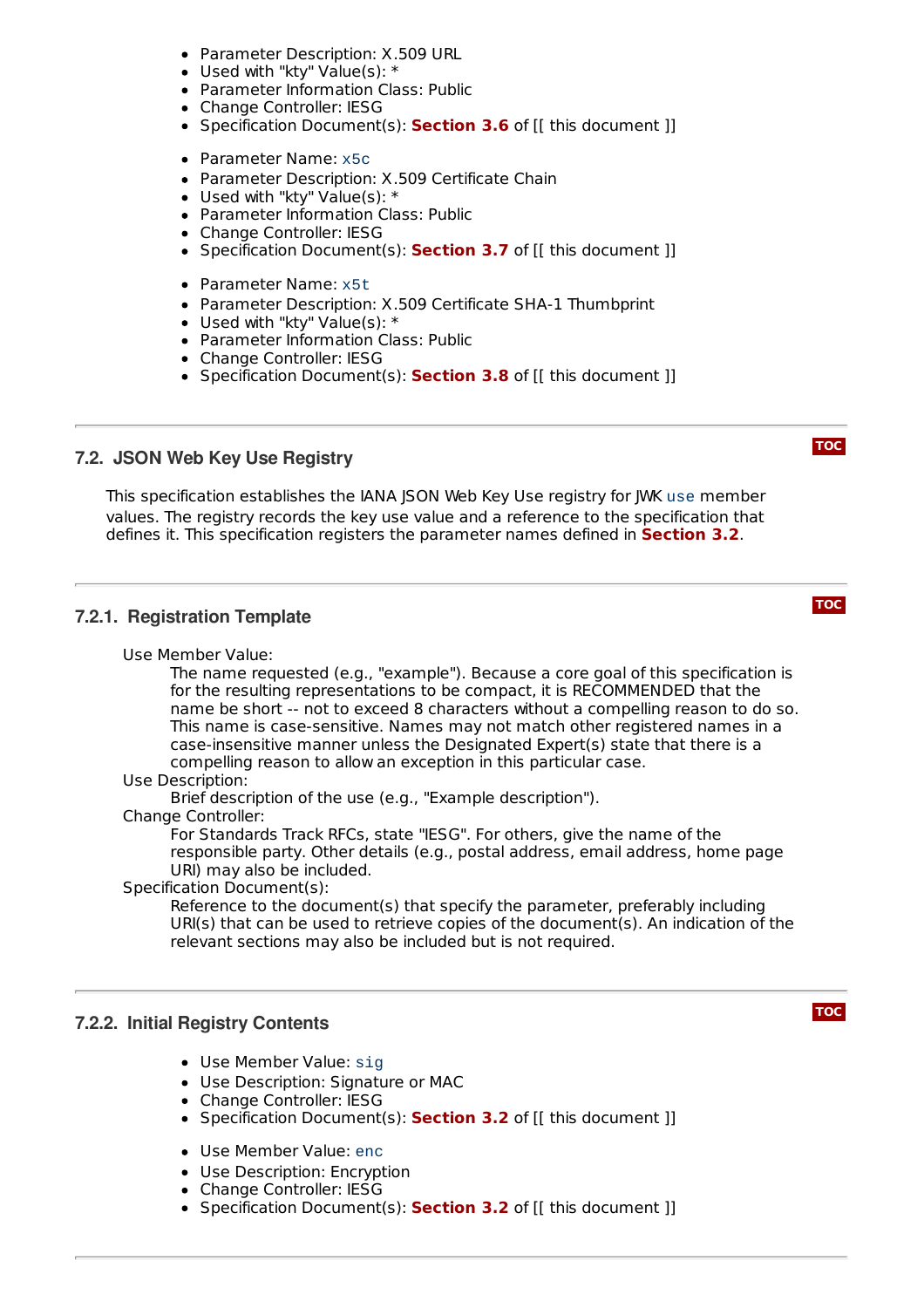- Parameter Description: X.509 URL
- Used with "kty" Value(s): *
- Parameter Information Class: Public
- Change Controller: IESG
- Specification Document(s): **Section 3.6** of [[ this document ]]

- Parameter Name: `x5c`
- Parameter Description: X.509 Certificate Chain
- Used with "kty" Value(s): *
- Parameter Information Class: Public
- Change Controller: IESG
- Specification Document(s): **Section 3.7** of [[ this document ]]

- Parameter Name: `x5t`
- Parameter Description: X.509 Certificate SHA-1 Thumbprint
- Used with "kty" Value(s): *
- Parameter Information Class: Public
- Change Controller: IESG
- Specification Document(s): **Section 3.8** of [[ this document ]]

### 7.2. JSON Web Key Use Registry

This specification establishes the IANA JSON Web Key Use registry for JWK `use` member values. The registry records the key use value and a reference to the specification that defines it. This specification registers the parameter names defined in **Section 3.2**.

#### 7.2.1. Registration Template

Use Member Value:
: The name requested (e.g., "example"). Because a core goal of this specification is for the resulting representations to be compact, it is RECOMMENDED that the name be short -- not to exceed 8 characters without a compelling reason to do so. This name is case-sensitive. Names may not match other registered names in a case-insensitive manner unless the Designated Expert(s) state that there is a compelling reason to allow an exception in this particular case.

Use Description:
: Brief description of the use (e.g., "Example description").

Change Controller:
: For Standards Track RFCs, state "IESG". For others, give the name of the responsible party. Other details (e.g., postal address, email address, home page URI) may also be included.

Specification Document(s):
: Reference to the document(s) that specify the parameter, preferably including URI(s) that can be used to retrieve copies of the document(s). An indication of the relevant sections may also be included but is not required.

#### 7.2.2. Initial Registry Contents

- Use Member Value: `sig`
- Use Description: Signature or MAC
- Change Controller: IESG
- Specification Document(s): **Section 3.2** of [[ this document ]]

- Use Member Value: `enc`
- Use Description: Encryption
- Change Controller: IESG
- Specification Document(s): **Section 3.2** of [[ this document ]]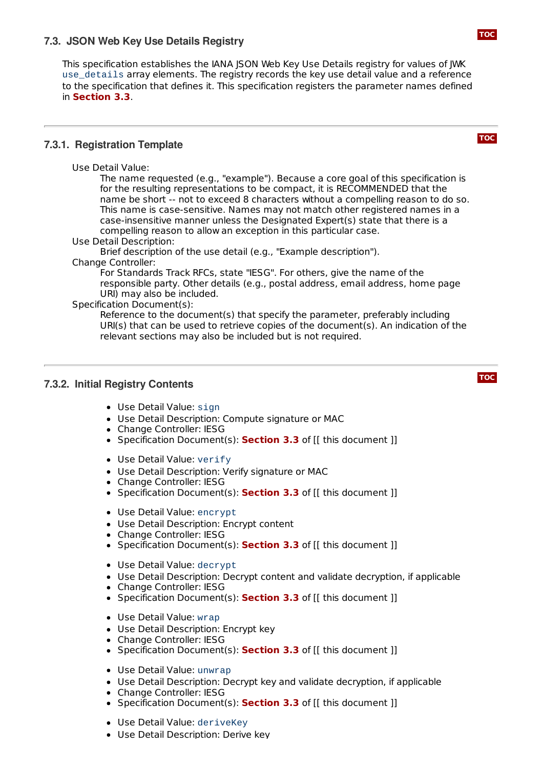### 7.3. JSON Web Key Use Details Registry

This specification establishes the IANA JSON Web Key Use Details registry for values of JWK `use_details` array elements. The registry records the key use detail value and a reference to the specification that defines it. This specification registers the parameter names defined in **Section 3.3**.

#### 7.3.1. Registration Template

Use Detail Value:
: The name requested (e.g., "example"). Because a core goal of this specification is for the resulting representations to be compact, it is RECOMMENDED that the name be short -- not to exceed 8 characters without a compelling reason to do so. This name is case-sensitive. Names may not match other registered names in a case-insensitive manner unless the Designated Expert(s) state that there is a compelling reason to allow an exception in this particular case.

Use Detail Description:
: Brief description of the use detail (e.g., "Example description").

Change Controller:
: For Standards Track RFCs, state "IESG". For others, give the name of the responsible party. Other details (e.g., postal address, email address, home page URI) may also be included.

Specification Document(s):
: Reference to the document(s) that specify the parameter, preferably including URI(s) that can be used to retrieve copies of the document(s). An indication of the relevant sections may also be included but is not required.

#### 7.3.2. Initial Registry Contents

- Use Detail Value: `sign`
- Use Detail Description: Compute signature or MAC
- Change Controller: IESG
- Specification Document(s): **Section 3.3** of [[ this document ]]

- Use Detail Value: `verify`
- Use Detail Description: Verify signature or MAC
- Change Controller: IESG
- Specification Document(s): **Section 3.3** of [[ this document ]]

- Use Detail Value: `encrypt`
- Use Detail Description: Encrypt content
- Change Controller: IESG
- Specification Document(s): **Section 3.3** of [[ this document ]]

- Use Detail Value: `decrypt`
- Use Detail Description: Decrypt content and validate decryption, if applicable
- Change Controller: IESG
- Specification Document(s): **Section 3.3** of [[ this document ]]

- Use Detail Value: `wrap`
- Use Detail Description: Encrypt key
- Change Controller: IESG
- Specification Document(s): **Section 3.3** of [[ this document ]]

- Use Detail Value: `unwrap`
- Use Detail Description: Decrypt key and validate decryption, if applicable
- Change Controller: IESG
- Specification Document(s): **Section 3.3** of [[ this document ]]

- Use Detail Value: `deriveKey`
- Use Detail Description: Derive key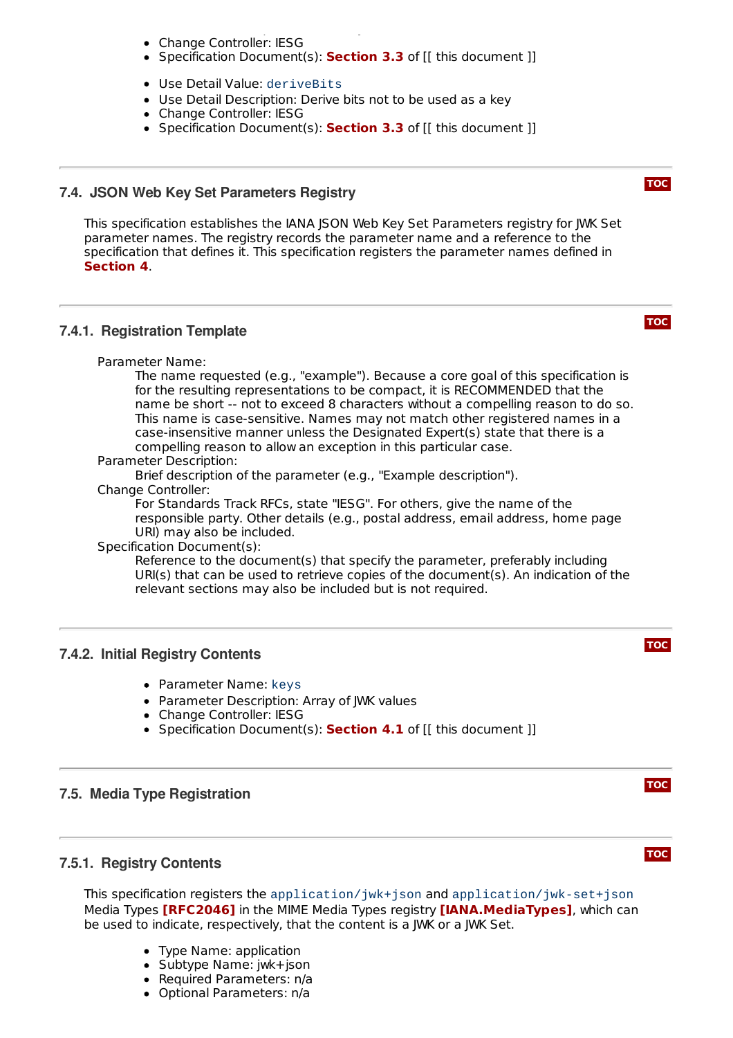- Change Controller: IESG
- Specification Document(s): **Section 3.3** of [[ this document ]]

- Use Detail Value: `deriveBits`
- Use Detail Description: Derive bits not to be used as a key
- Change Controller: IESG
- Specification Document(s): **Section 3.3** of [[ this document ]]

### 7.4. JSON Web Key Set Parameters Registry

This specification establishes the IANA JSON Web Key Set Parameters registry for JWK Set parameter names. The registry records the parameter name and a reference to the specification that defines it. This specification registers the parameter names defined in **Section 4**.

#### 7.4.1. Registration Template

Parameter Name:
: The name requested (e.g., "example"). Because a core goal of this specification is for the resulting representations to be compact, it is RECOMMENDED that the name be short -- not to exceed 8 characters without a compelling reason to do so. This name is case-sensitive. Names may not match other registered names in a case-insensitive manner unless the Designated Expert(s) state that there is a compelling reason to allow an exception in this particular case.

Parameter Description:
: Brief description of the parameter (e.g., "Example description").

Change Controller:
: For Standards Track RFCs, state "IESG". For others, give the name of the responsible party. Other details (e.g., postal address, email address, home page URI) may also be included.

Specification Document(s):
: Reference to the document(s) that specify the parameter, preferably including URI(s) that can be used to retrieve copies of the document(s). An indication of the relevant sections may also be included but is not required.

#### 7.4.2. Initial Registry Contents

- Parameter Name: `keys`
- Parameter Description: Array of JWK values
- Change Controller: IESG
- Specification Document(s): **Section 4.1** of [[ this document ]]

### 7.5. Media Type Registration

#### 7.5.1. Registry Contents

This specification registers the `application/jwk+json` and `application/jwk-set+json` Media Types **[RFC2046]** in the MIME Media Types registry **[IANA.MediaTypes]**, which can be used to indicate, respectively, that the content is a JWK or a JWK Set.

- Type Name: application
- Subtype Name: jwk+json
- Required Parameters: n/a
- Optional Parameters: n/a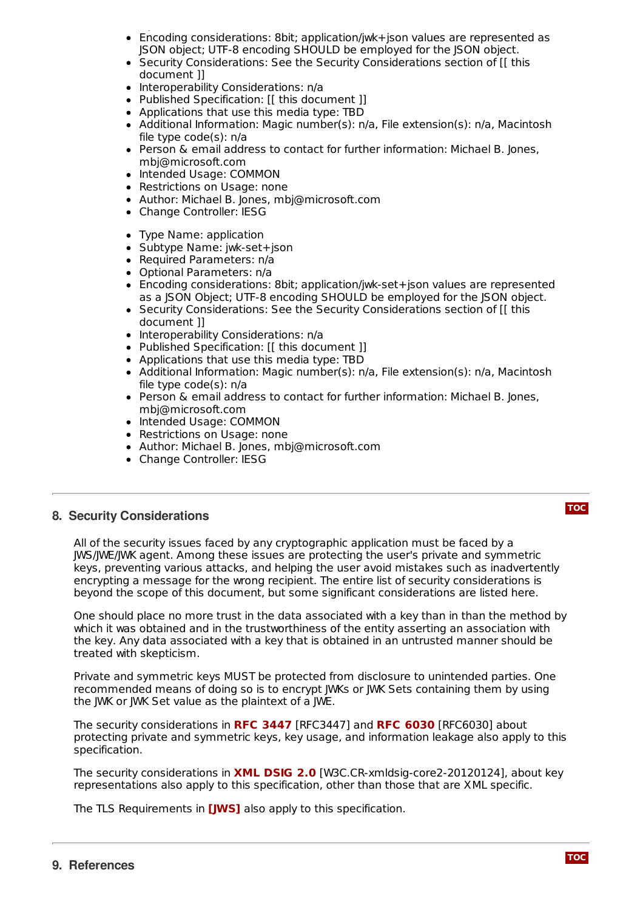- Encoding considerations: 8bit; application/jwk+json values are represented as JSON object; UTF-8 encoding SHOULD be employed for the JSON object.
- Security Considerations: See the Security Considerations section of [[ this document ]]
- Interoperability Considerations: n/a
- Published Specification: [[ this document ]]
- Applications that use this media type: TBD
- Additional Information: Magic number(s): n/a, File extension(s): n/a, Macintosh file type code(s): n/a
- Person & email address to contact for further information: Michael B. Jones, mbj@microsoft.com
- Intended Usage: COMMON
- Restrictions on Usage: none
- Author: Michael B. Jones, mbj@microsoft.com
- Change Controller: IESG

- Type Name: application
- Subtype Name: jwk-set+json
- Required Parameters: n/a
- Optional Parameters: n/a
- Encoding considerations: 8bit; application/jwk-set+json values are represented as a JSON Object; UTF-8 encoding SHOULD be employed for the JSON object.
- Security Considerations: See the Security Considerations section of [[ this document ]]
- Interoperability Considerations: n/a
- Published Specification: [[ this document ]]
- Applications that use this media type: TBD
- Additional Information: Magic number(s): n/a, File extension(s): n/a, Macintosh file type code(s): n/a
- Person & email address to contact for further information: Michael B. Jones, mbj@microsoft.com
- Intended Usage: COMMON
- Restrictions on Usage: none
- Author: Michael B. Jones, mbj@microsoft.com
- Change Controller: IESG

## 8. Security Considerations

All of the security issues faced by any cryptographic application must be faced by a JWS/JWE/JWK agent. Among these issues are protecting the user's private and symmetric keys, preventing various attacks, and helping the user avoid mistakes such as inadvertently encrypting a message for the wrong recipient. The entire list of security considerations is beyond the scope of this document, but some significant considerations are listed here.

One should place no more trust in the data associated with a key than in than the method by which it was obtained and in the trustworthiness of the entity asserting an association with the key. Any data associated with a key that is obtained in an untrusted manner should be treated with skepticism.

Private and symmetric keys MUST be protected from disclosure to unintended parties. One recommended means of doing so is to encrypt JWKs or JWK Sets containing them by using the JWK or JWK Set value as the plaintext of a JWE.

The security considerations in **RFC 3447** [RFC3447] and **RFC 6030** [RFC6030] about protecting private and symmetric keys, key usage, and information leakage also apply to this specification.

The security considerations in **XML DSIG 2.0** [W3C.CR-xmldsig-core2-20120124], about key representations also apply to this specification, other than those that are XML specific.

The TLS Requirements in **[JWS]** also apply to this specification.

## 9. References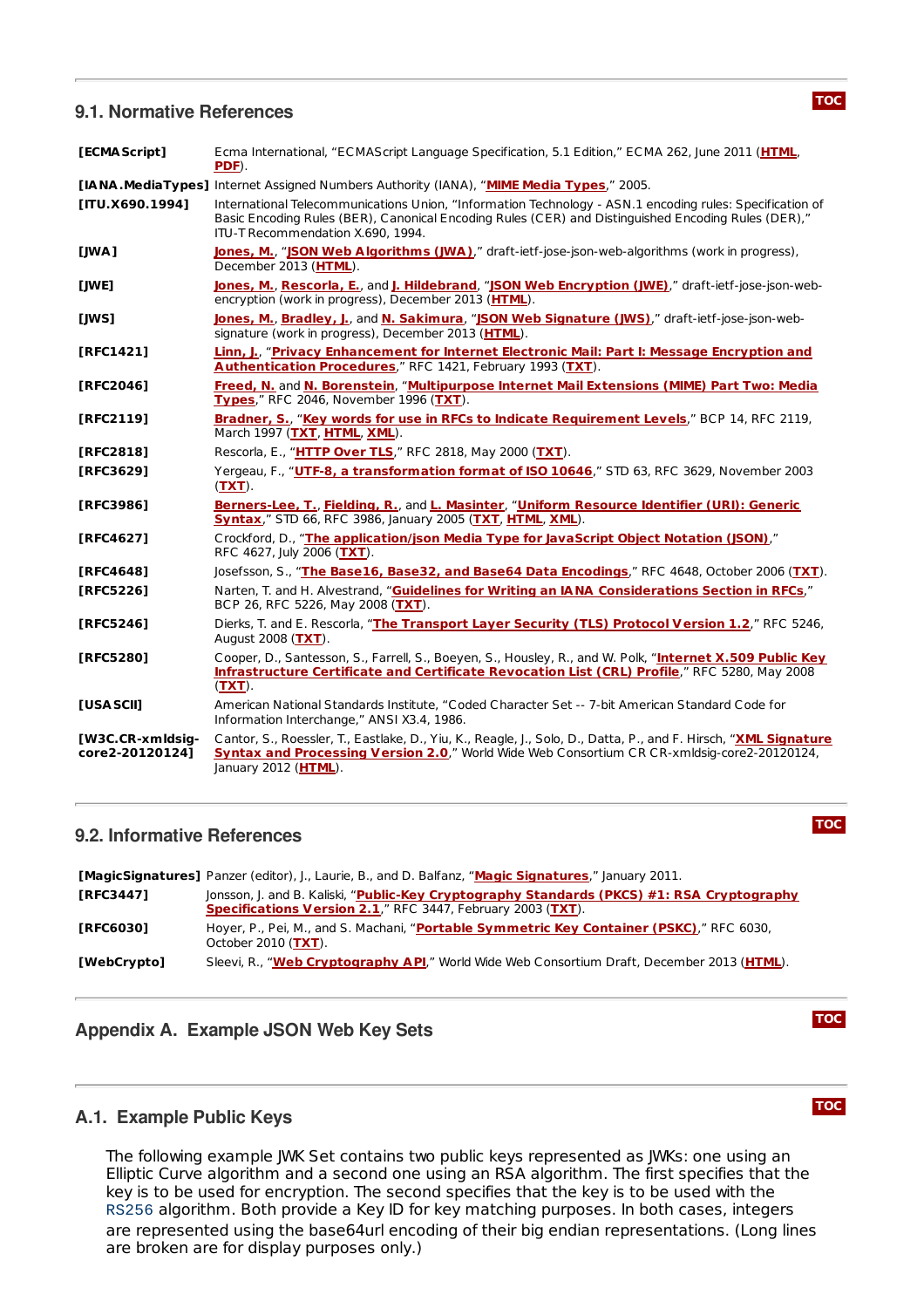## 9.1. Normative References

| | |
|---|---|
| **[ECMAScript]** | Ecma International, "ECMAScript Language Specification, 5.1 Edition," ECMA 262, June 2011 (HTML, PDF). |
| **[IANA.MediaTypes]** | Internet Assigned Numbers Authority (IANA), "MIME Media Types," 2005. |
| **[ITU.X690.1994]** | International Telecommunications Union, "Information Technology - ASN.1 encoding rules: Specification of Basic Encoding Rules (BER), Canonical Encoding Rules (CER) and Distinguished Encoding Rules (DER)," ITU-T Recommendation X.690, 1994. |
| **[JWA]** | Jones, M., "JSON Web Algorithms (JWA)," draft-ietf-jose-json-web-algorithms (work in progress), December 2013 (HTML). |
| **[JWE]** | Jones, M., Rescorla, E., and J. Hildebrand, "JSON Web Encryption (JWE)," draft-ietf-jose-json-web-encryption (work in progress), December 2013 (HTML). |
| **[JWS]** | Jones, M., Bradley, J., and N. Sakimura, "JSON Web Signature (JWS)," draft-ietf-jose-json-web-signature (work in progress), December 2013 (HTML). |
| **[RFC1421]** | Linn, J., "Privacy Enhancement for Internet Electronic Mail: Part I: Message Encryption and Authentication Procedures," RFC 1421, February 1993 (TXT). |
| **[RFC2046]** | Freed, N. and N. Borenstein, "Multipurpose Internet Mail Extensions (MIME) Part Two: Media Types," RFC 2046, November 1996 (TXT). |
| **[RFC2119]** | Bradner, S., "Key words for use in RFCs to Indicate Requirement Levels," BCP 14, RFC 2119, March 1997 (TXT, HTML, XML). |
| **[RFC2818]** | Rescorla, E., "HTTP Over TLS," RFC 2818, May 2000 (TXT). |
| **[RFC3629]** | Yergeau, F., "UTF-8, a transformation format of ISO 10646," STD 63, RFC 3629, November 2003 (TXT). |
| **[RFC3986]** | Berners-Lee, T., Fielding, R., and L. Masinter, "Uniform Resource Identifier (URI): Generic Syntax," STD 66, RFC 3986, January 2005 (TXT, HTML, XML). |
| **[RFC4627]** | Crockford, D., "The application/json Media Type for JavaScript Object Notation (JSON)," RFC 4627, July 2006 (TXT). |
| **[RFC4648]** | Josefsson, S., "The Base16, Base32, and Base64 Data Encodings," RFC 4648, October 2006 (TXT). |
| **[RFC5226]** | Narten, T. and H. Alvestrand, "Guidelines for Writing an IANA Considerations Section in RFCs," BCP 26, RFC 5226, May 2008 (TXT). |
| **[RFC5246]** | Dierks, T. and E. Rescorla, "The Transport Layer Security (TLS) Protocol Version 1.2," RFC 5246, August 2008 (TXT). |
| **[RFC5280]** | Cooper, D., Santesson, S., Farrell, S., Boeyen, S., Housley, R., and W. Polk, "Internet X.509 Public Key Infrastructure Certificate and Certificate Revocation List (CRL) Profile," RFC 5280, May 2008 (TXT). |
| **[USASCII]** | American National Standards Institute, "Coded Character Set -- 7-bit American Standard Code for Information Interchange," ANSI X3.4, 1986. |
| **[W3C.CR-xmldsig-core2-20120124]** | Cantor, S., Roessler, T., Eastlake, D., Yiu, K., Reagle, J., Solo, D., Datta, P., and F. Hirsch, "XML Signature Syntax and Processing Version 2.0," World Wide Web Consortium CR CR-xmldsig-core2-20120124, January 2012 (HTML). |

## 9.2. Informative References

| | |
|---|---|
| **[MagicSignatures]** | Panzer (editor), J., Laurie, B., and D. Balfanz, "Magic Signatures," January 2011. |
| **[RFC3447]** | Jonsson, J. and B. Kaliski, "Public-Key Cryptography Standards (PKCS) #1: RSA Cryptography Specifications Version 2.1," RFC 3447, February 2003 (TXT). |
| **[RFC6030]** | Hoyer, P., Pei, M., and S. Machani, "Portable Symmetric Key Container (PSKC)," RFC 6030, October 2010 (TXT). |
| **[WebCrypto]** | Sleevi, R., "Web Cryptography API," World Wide Web Consortium Draft, December 2013 (HTML). |

# Appendix A. Example JSON Web Key Sets

## A.1. Example Public Keys

The following example JWK Set contains two public keys represented as JWKs: one using an Elliptic Curve algorithm and a second one using an RSA algorithm. The first specifies that the key is to be used for encryption. The second specifies that the key is to be used with the RS256 algorithm. Both provide a Key ID for key matching purposes. In both cases, integers are represented using the base64url encoding of their big endian representations. (Long lines are broken are for display purposes only.)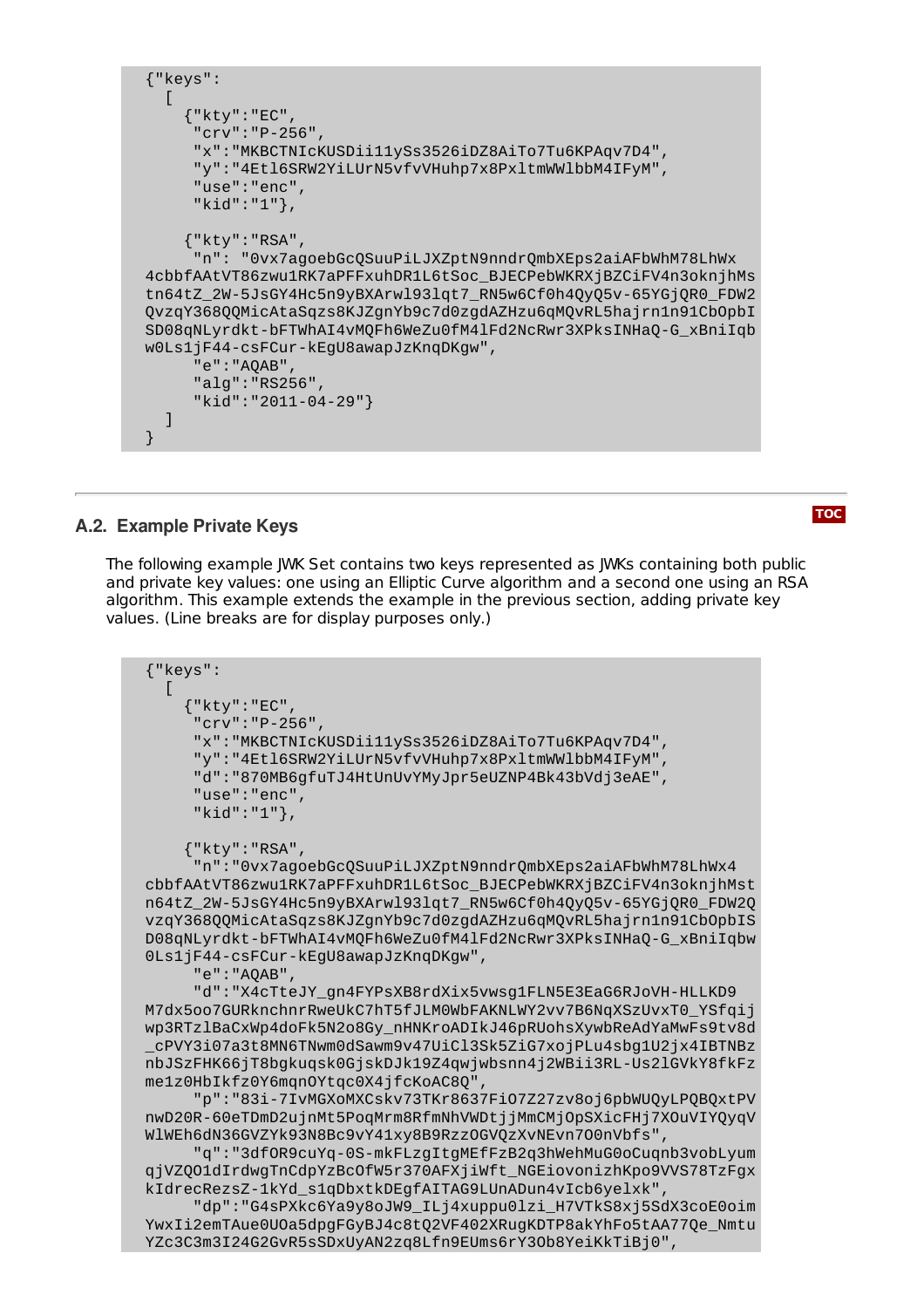```
{"keys":
  [
    {"kty":"EC",
     "crv":"P-256",
     "x":"MKBCTNIcKUSDii11ySs3526iDZ8AiTo7Tu6KPAqv7D4",
     "y":"4Etl6SRW2YiLUrN5vfvVHuhp7x8PxltmWWlbbM4IFyM",
     "use":"enc",
     "kid":"1"},

    {"kty":"RSA",
     "n": "0vx7agoebGcQSuuPiLJXZptN9nndrQmbXEps2aiAFbWhM78LhWx
4cbbfAAtVT86zwu1RK7aPFFxuhDR1L6tSoc_BJECPebWKRXjBZCiFV4n3oknjhMs
tn64tZ_2W-5JsGY4Hc5n9yBXArwl93lqt7_RN5w6Cf0h4QyQ5v-65YGjQR0_FDW2
QvzqY368QQMicAtaSqzs8KJZgnYb9c7d0zgdAZHzu6qMQvRL5hajrn1n91CbOpbI
SD08qNLyrdkt-bFTWhAI4vMQFh6WeZu0fM4lFd2NcRwr3XPksINHaQ-G_xBniIqb
w0Ls1jF44-csFCur-kEgU8awapJzKnqDKgw",
     "e":"AQAB",
     "alg":"RS256",
     "kid":"2011-04-29"}
  ]
}
```

## A.2. Example Private Keys

The following example JWK Set contains two keys represented as JWKs containing both public and private key values: one using an Elliptic Curve algorithm and a second one using an RSA algorithm. This example extends the example in the previous section, adding private key values. (Line breaks are for display purposes only.)

```
{"keys":
  [
    {"kty":"EC",
     "crv":"P-256",
     "x":"MKBCTNIcKUSDii11ySs3526iDZ8AiTo7Tu6KPAqv7D4",
     "y":"4Etl6SRW2YiLUrN5vfvVHuhp7x8PxltmWWlbbM4IFyM",
     "d":"870MB6gfuTJ4HtUnUvYMyJpr5eUZNP4Bk43bVdj3eAE",
     "use":"enc",
     "kid":"1"},

    {"kty":"RSA",
     "n":"0vx7agoebGcQSuuPiLJXZptN9nndrQmbXEps2aiAFbWhM78LhWx4
cbbfAAtVT86zwu1RK7aPFFxuhDR1L6tSoc_BJECPebWKRXjBZCiFV4n3oknjhMst
n64tZ_2W-5JsGY4Hc5n9yBXArwl93lqt7_RN5w6Cf0h4QyQ5v-65YGjQR0_FDW2Q
vzqY368QQMicAtaSqzs8KJZgnYb9c7d0zgdAZHzu6qMQvRL5hajrn1n91CbOpbIS
D08qNLyrdkt-bFTWhAI4vMQFh6WeZu0fM4lFd2NcRwr3XPksINHaQ-G_xBniIqbw
0Ls1jF44-csFCur-kEgU8awapJzKnqDKgw",
     "e":"AQAB",
     "d":"X4cTteJY_gn4FYPsXB8rdXix5vwsg1FLN5E3EaG6RJoVH-HLLKD9
M7dx5oo7GURknchnrRweUkC7hT5fJLM0WbFAKNLWY2vv7B6NqXSzUvxT0_YSfqij
wp3RTzlBaCxWp4doFk5N2o8Gy_nHNKroADIkJ46pRUohsXywbReAdYaMwFs9tv8d
_cPVY3i07a3t8MN6TNwm0dSawm9v47UiCl3Sk5ZiG7xojPLu4sbg1U2jx4IBTNBz
nbJSzFHK66jT8bgkuqsk0GjskDJk19Z4qwjwbsnn4j2WBii3RL-Us2lGVkY8fkFz
me1z0HbIkfz0Y6mqnOYtqc0X4jfcKoAC8Q",
     "p":"83i-7IvMGXoMXCskv73TKr8637FiO7Z27zv8oj6pbWUQyLPQBQxtPV
nwD20R-60eTDmD2ujnMt5PoqMrm8RfmNhVWDtjjMmCMjOpSXicFHj7XOuVIYQyqV
WlWEh6dN36GVZYk93N8Bc9vY41xy8B9RzzOGVQzXvNEvn7O0nVbfs",
     "q":"3dfOR9cuYq-0S-mkFLzgItgMEfFzB2q3hWehMuG0oCuqnb3vobLyum
qjVZQO1dIrdwgTnCdpYzBcOfW5r370AFXjiWft_NGEiovonizhKpo9VVS78TzFgx
kIdrecRezsZ-1kYd_s1qDbxtkDEgfAITAG9LUnADun4vIcb6yelxk",
     "dp":"G4sPXkc6Ya9y8oJW9_ILj4xuppu0lzi_H7VTkS8xj5SdX3coE0oim
YwxIi2emTAue0UOa5dpgFGyBJ4c8tQ2VF402XRugKDTP8akYhFo5tAA77Qe_Nmtu
YZc3C3m3I24G2GvR5sSDxUyAN2zq8Lfn9EUms6rY3Ob8YeiKkTiBj0",
```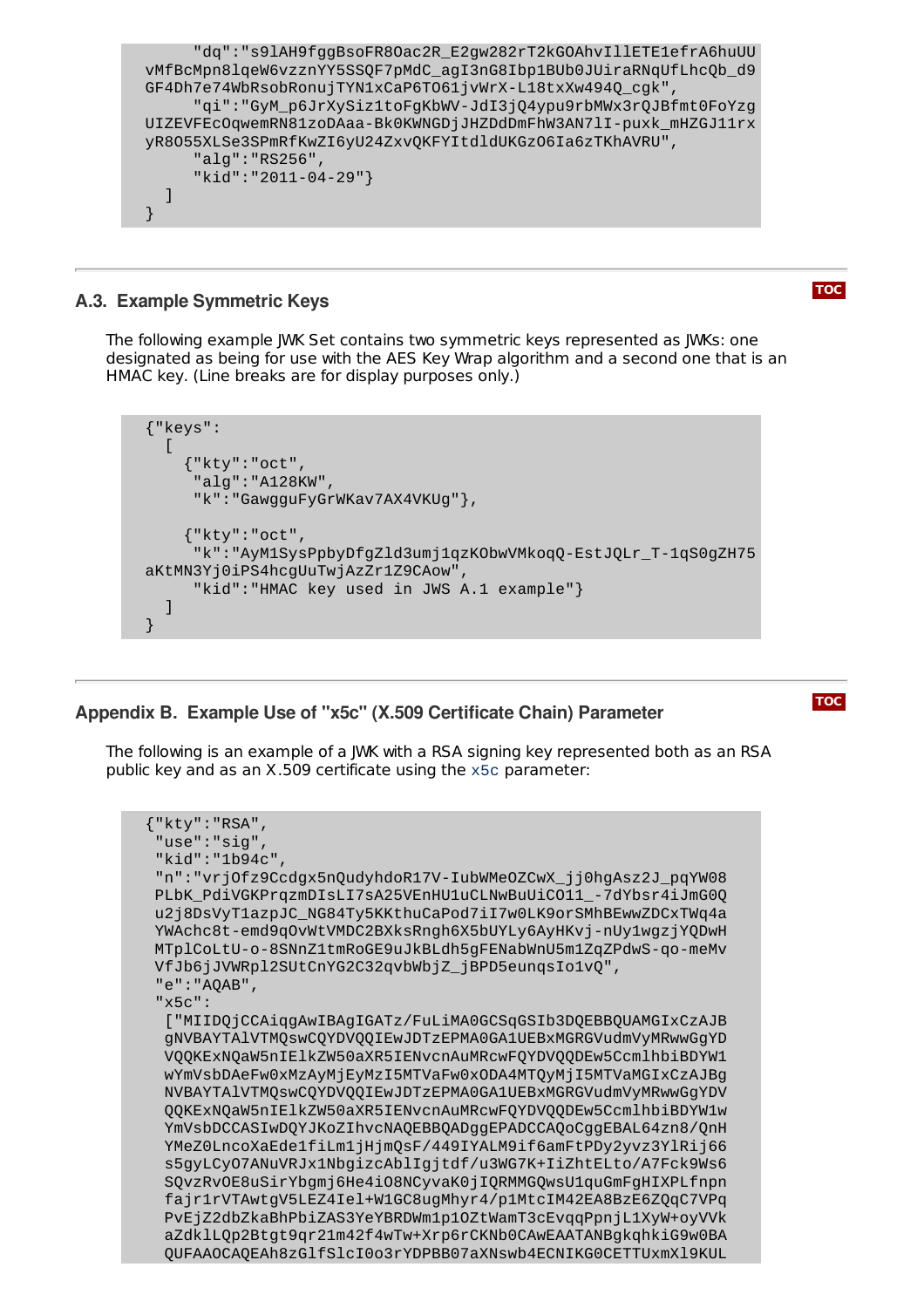```
      "dq":"s9lAH9fggBsoFR8Oac2R_E2gw282rT2kGOAhvIllETE1efrA6huUU
vMfBcMpn8lqeW6vzznYY5SSQF7pMdC_agI3nG8Ibp1BUb0JUiraRNqUfLhcQb_d9
GF4Dh7e74WbRsobRonujTYN1xCaP6TO61jvWrX-L18txXw494Q_cgk",
      "qi":"GyM_p6JrXySiz1toFgKbWV-JdI3jQ4ypu9rbMWx3rQJBfmt0FoYzg
UIZEVFEcOqwemRN81zoDAaa-Bk0KWNGDjJHZDdDmFhW3AN7lI-puxk_mHZGJ11rx
yR8O55XLSe3SPmRfKwZI6yU24ZxvQKFYItdldUKGzO6Ia6zTKhAVRU",
      "alg":"RS256",
      "kid":"2011-04-29"}
  ]
}
```

## A.3. Example Symmetric Keys

The following example JWK Set contains two symmetric keys represented as JWKs: one designated as being for use with the AES Key Wrap algorithm and a second one that is an HMAC key. (Line breaks are for display purposes only.)

```
{"keys":
  [
    {"kty":"oct",
     "alg":"A128KW",
     "k":"GawgguFyGrWKav7AX4VKUg"},

    {"kty":"oct",
     "k":"AyM1SysPpbyDfgZld3umj1qzKObwVMkoqQ-EstJQLr_T-1qS0gZH75
aKtMN3Yj0iPS4hcgUuTwjAzZr1Z9CAow",
     "kid":"HMAC key used in JWS A.1 example"}
  ]
}
```

# Appendix B. Example Use of "x5c" (X.509 Certificate Chain) Parameter

The following is an example of a JWK with a RSA signing key represented both as an RSA public key and as an X.509 certificate using the x5c parameter:

```
{"kty":"RSA",
 "use":"sig",
 "kid":"1b94c",
 "n":"vrjOfz9Ccdgx5nQudyhdoR17V-IubWMeOZCwX_jj0hgAsz2J_pqYW08
 PLbK_PdiVGKPrqzmDIsLI7sA25VEnHU1uCLNwBuUiCO11_-7dYbsr4iJmG0Q
 u2j8DsVyT1azpJC_NG84Ty5KKthuCaPod7iI7w0LK9orSMhBEwwZDCxTWq4a
 YWAchc8t-emd9qOvWtVMDC2BXksRngh6X5bUYLy6AyHKvj-nUy1wgzjYQDwH
 MTplCoLtU-o-8SNnZ1tmRoGE9uJkBLdh5gFENabWnU5m1ZqZPdwS-qo-meMv
 VfJb6jJVWRpl2SUtCnYG2C32qvbWbjZ_jBPD5eunqsIo1vQ",
 "e":"AQAB",
 "x5c":
  ["MIIDQjCCAiqgAwIBAgIGATz/FuLiMA0GCSqGSIb3DQEBBQUAMGIxCzAJB
  gNVBAYTAlVTMQswCQYDVQQIEwJDTzEPMA0GA1UEBxMGRGVudmVyMRwwGgYD
  VQQKExNQaW5nIElkZW50aXR5IENvcnAuMRcwFQYDVQQDEw5CcmlhbiBDYW1
  wYmVsbDAeFw0xMzAyMjEyMzI5MTVaFw0xODA4MTQyMjI5MTVaMGIxCzAJBg
  NVBAYTAlVTMQswCQYDVQQIEwJDTzEPMA0GA1UEBxMGRGVudmVyMRwwGgYDV
  QQKExNQaW5nIElkZW50aXR5IENvcnAuMRcwFQYDVQQDEw5CcmlhbiBDYW1w
  YmVsbDCCASIwDQYJKoZIhvcNAQEBBQADggEPADCCAQoCggEBAL64zn8/QnH
  YMeZ0LncoXaEde1fiLm1jHjmQsF/449IYALM9if6amFtPDy2yvz3YlRij66
  s5gyLCyO7ANuVRJx1NbgizcAblIgjtdf/u3WG7K+IiZhtELto/A7Fck9Ws6
  SQvzRvOE8uSirYbgmj6He4iO8NCyvaK0jIQRMMGQwsU1quGmFgHIXPLfnpn
  fajr1rVTAwtgV5LEZ4Iel+W1GC8ugMhyr4/p1MtcIM42EA8BzE6ZQqC7VPq
  PvEjZ2dbZkaBhPbiZAS3YeYBRDWm1p1OZtWamT3cEvqqPpnjL1XyW+oyVVk
  aZdklLQp2Btgt9qr21m42f4wTw+Xrp6rCKNb0CAwEAATANBgkqhkiG9w0BA
  QUFAAOCAQEAh8zGlfSlcI0o3rYDPBB07aXNswb4ECNIKG0CETTUxmXl9KUL
```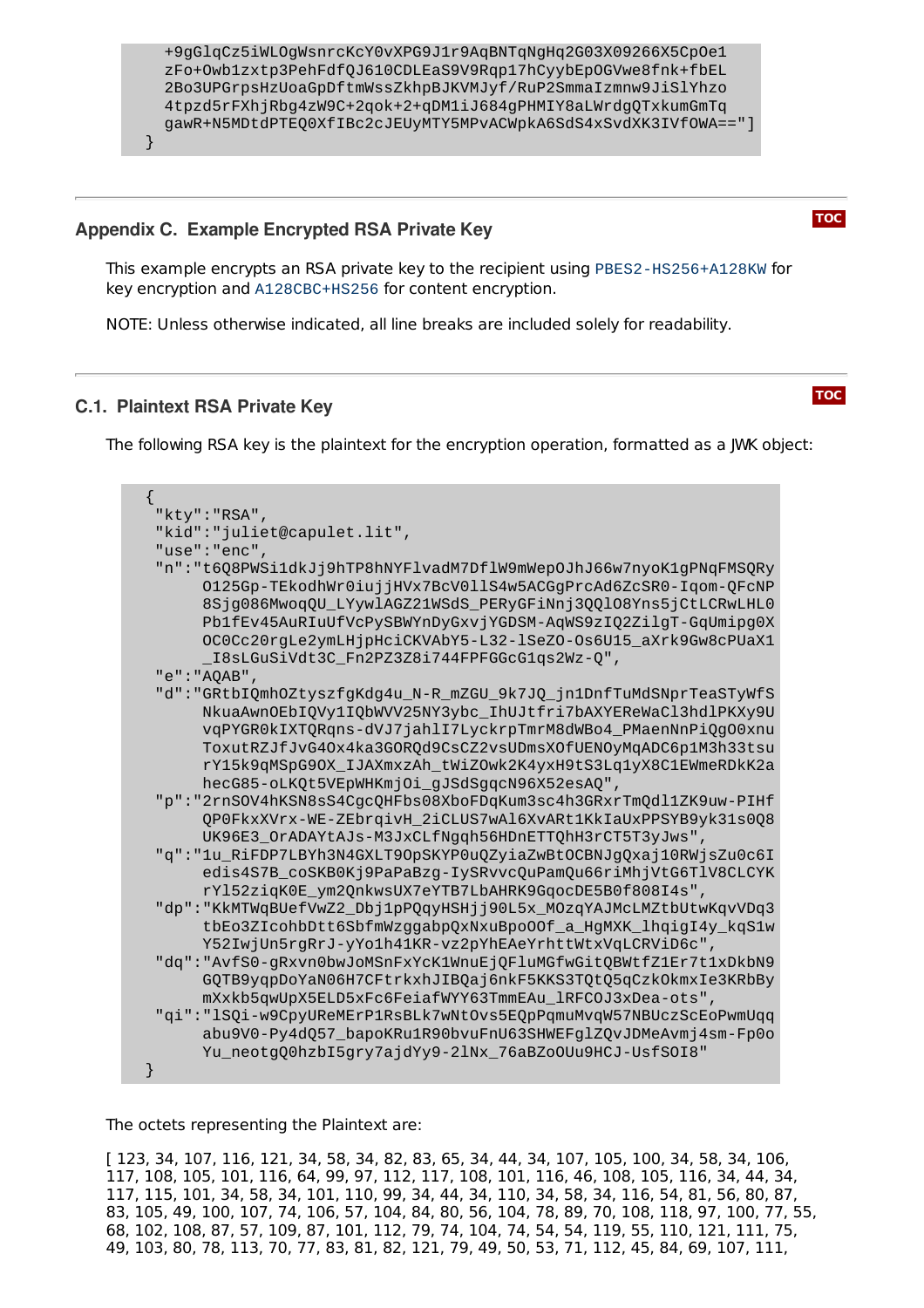```
+9gGlqCz5iWLOgWsnrcKcY0vXPG9J1r9AqBNTqNgHq2G03X09266X5CpOe1
zFo+Owb1zxtp3PehFdfQJ610CDLEaS9V9Rqp17hCyybEpOGVwe8fnk+fbEL
2Bo3UPGrpsHzUoaGpDftmWssZkhpBJKVMJyf/RuP2SmmaIzmnw9JiSlYhzo
4tpzd5rFXhjRbg4zW9C+2qok+2+qDM1iJ684gPHMIY8aLWrdgQTxkumGmTq
gawR+N5MDtdPTEQ0XfIBc2cJEUyMTY5MPvACWpkA6SdS4xSvdXK3IVfOWA=="]
}
```

## Appendix C. Example Encrypted RSA Private Key

This example encrypts an RSA private key to the recipient using PBES2-HS256+A128KW for key encryption and A128CBC+HS256 for content encryption.

NOTE: Unless otherwise indicated, all line breaks are included solely for readability.

### C.1. Plaintext RSA Private Key

The following RSA key is the plaintext for the encryption operation, formatted as a JWK object:

```
{
 "kty":"RSA",
 "kid":"juliet@capulet.lit",
 "use":"enc",
 "n":"t6Q8PWSi1dkJj9hTP8hNYFlvadM7DflW9mWepOJhJ66w7nyoK1gPNqFMSQRy
      O125Gp-TEkodhWr0iujjHVx7BcV0llS4w5ACGgPrcAd6ZcSR0-Iqom-QFcNP
      8Sjg086MwoqQU_LYywlAGZ21WSdS_PERyGFiNnj3QQlO8Yns5jCtLCRwLHL0
      Pb1fEv45AuRIuUfVcPySBWYnDyGxvjYGDSM-AqWS9zIQ2ZilgT-GqUmipg0X
      OC0Cc20rgLe2ymLHjpHciCKVAbY5-L32-lSeZO-Os6U15_aXrk9Gw8cPUaX1
      _I8sLGuSiVdt3C_Fn2PZ3Z8i744FPFGGcG1qs2Wz-Q",
 "e":"AQAB",
 "d":"GRtbIQmhOZtyszfgKdg4u_N-R_mZGU_9k7JQ_jn1DnfTuMdSNprTeaSTyWfS
      NkuaAwnOEbIQVy1IQbWVV25NY3ybc_IhUJtfri7bAXYEReWaCl3hdlPKXy9U
      vqPYGR0kIXTQRqns-dVJ7jahlI7LyckrpTmrM8dWBo4_PMaenNnPiQgO0xnu
      ToxutRZJfJvG4Ox4ka3GORQd9CsCZ2vsUDmsXOfUENOyMqADC6p1M3h33tsu
      rY15k9qMSpG9OX_IJAXmxzAh_tWiZOwk2K4yxH9tS3Lq1yX8C1EWmeRDkK2a
      hecG85-oLKQt5VEpWHKmjOi_gJSdSgqcN96X52esAQ",
 "p":"2rnSOV4hKSN8sS4CgcQHFbs08XboFDqKum3sc4h3GRxrTmQdl1ZK9uw-PIHf
      QP0FkxXVrx-WE-ZEbrqivH_2iCLUS7wAl6XvARt1KkIaUxPPSYB9yk31s0Q8
      UK96E3_OrADAYtAJs-M3JxCLfNgqh56HDnETTQhH3rCT5T3yJws",
 "q":"1u_RiFDP7LBYh3N4GXLT9OpSKYP0uQZyiaZwBtOCBNJgQxaj10RWjsZu0c6I
      edis4S7B_coSKB0Kj9PaPaBzg-IySRvvcQuPamQu66riMhjVtG6TlV8CLCYK
      rYl52ziqK0E_ym2QnkwsUX7eYTB7LbAHRK9GqocDE5B0f808I4s",
 "dp":"KkMTWqBUefVwZ2_Dbj1pPQqyHSHjj90L5x_MOzqYAJMcLMZtbUtwKqvVDq3
      tbEo3ZIcohbDtt6SbfmWzggabpQxNxuBpoOOf_a_HgMXK_lhqigI4y_kqS1w
      Y52IwjUn5rgRrJ-yYo1h41KR-vz2pYhEAeYrhttWtxVqLCRViD6c",
 "dq":"AvfS0-gRxvn0bwJoMSnFxYcK1WnuEjQFluMGfwGitQBWtfZ1Er7t1xDkbN9
      GQTB9yqpDoYaN06H7CFtrkxhJIBQaj6nkF5KKS3TQtQ5qCzkOkmxIe3KRbBy
      mXxkb5qwUpX5ELD5xFc6FeiafWYY63TmmEAu_lRFCOJ3xDea-ots",
 "qi":"lSQi-w9CpyUReMErP1RsBLk7wNtOvs5EQpPqmuMvqW57NBUczScEoPwmUqq
      abu9V0-Py4dQ57_bapoKRu1R90bvuFnU63SHWEFglZQvJDMeAvmj4sm-Fp0o
      Yu_neotgQ0hzbI5gry7ajdYy9-2lNx_76aBZoOUu9HCJ-UsfSOI8"
}
```

The octets representing the Plaintext are:

[ 123, 34, 107, 116, 121, 34, 58, 34, 82, 83, 65, 34, 44, 34, 107, 105, 100, 34, 58, 34, 106, 117, 108, 105, 101, 116, 64, 99, 97, 112, 117, 108, 101, 116, 46, 108, 105, 116, 34, 44, 34, 117, 115, 101, 34, 58, 34, 101, 110, 99, 34, 44, 34, 110, 34, 58, 34, 116, 54, 81, 56, 80, 87, 83, 105, 49, 100, 107, 74, 106, 57, 104, 84, 80, 56, 104, 78, 89, 70, 108, 118, 97, 100, 77, 55, 68, 102, 108, 87, 57, 109, 87, 101, 112, 79, 74, 104, 74, 54, 54, 119, 55, 110, 121, 111, 75, 49, 103, 80, 78, 113, 70, 77, 83, 81, 82, 121, 79, 49, 50, 53, 71, 112, 45, 84, 69, 107, 111,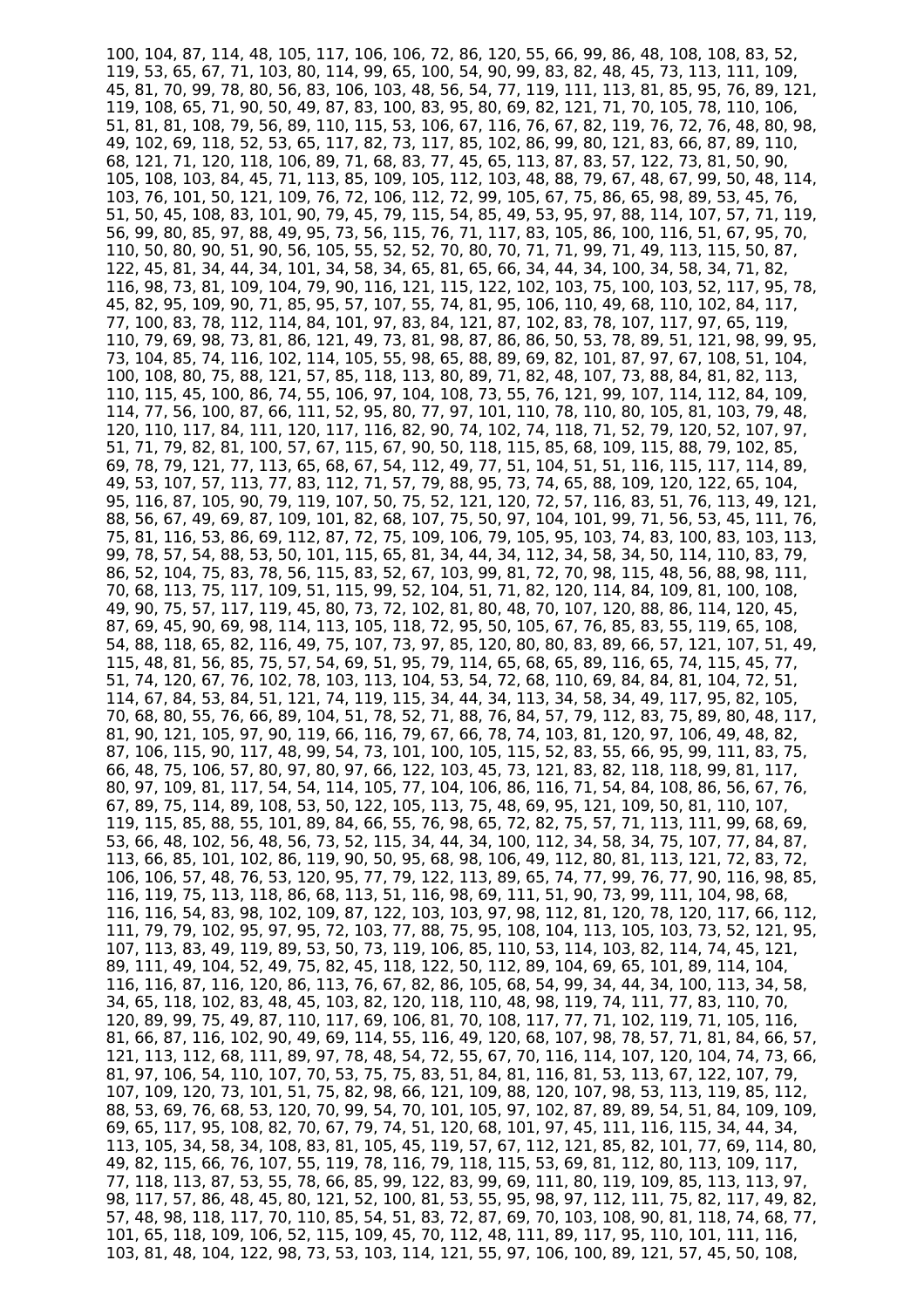100, 104, 87, 114, 48, 105, 117, 106, 106, 72, 86, 120, 55, 66, 99, 86, 48, 108, 108, 83, 52,
119, 53, 65, 67, 71, 103, 80, 114, 99, 65, 100, 54, 90, 99, 83, 82, 48, 45, 73, 113, 111, 109,
45, 81, 70, 99, 78, 80, 56, 83, 106, 103, 48, 56, 54, 77, 119, 111, 113, 81, 85, 95, 76, 89, 121,
119, 108, 65, 71, 90, 50, 49, 87, 83, 100, 83, 95, 80, 69, 82, 121, 71, 70, 105, 78, 110, 106,
51, 81, 81, 108, 79, 56, 89, 110, 115, 53, 106, 67, 116, 76, 67, 82, 119, 76, 72, 76, 48, 80, 98,
49, 102, 69, 118, 52, 53, 65, 117, 82, 73, 117, 85, 102, 86, 99, 80, 121, 83, 66, 87, 89, 110,
68, 121, 71, 120, 118, 106, 89, 71, 68, 83, 77, 45, 65, 113, 87, 83, 57, 122, 73, 81, 50, 90,
105, 108, 103, 84, 45, 71, 113, 85, 109, 105, 112, 103, 48, 88, 79, 67, 48, 67, 99, 50, 48, 114,
103, 76, 101, 50, 121, 109, 76, 72, 106, 112, 72, 99, 105, 67, 75, 86, 65, 98, 89, 53, 45, 76,
51, 50, 45, 108, 83, 101, 90, 79, 45, 79, 115, 54, 85, 49, 53, 95, 97, 88, 114, 107, 57, 71, 119,
56, 99, 80, 85, 97, 88, 49, 95, 73, 56, 115, 76, 71, 117, 83, 105, 86, 100, 116, 51, 67, 95, 70,
110, 50, 80, 90, 51, 90, 56, 105, 55, 52, 52, 70, 80, 70, 71, 71, 99, 71, 49, 113, 115, 50, 87,
122, 45, 81, 34, 44, 34, 101, 34, 58, 34, 65, 81, 65, 66, 34, 44, 34, 100, 34, 58, 34, 71, 82,
116, 98, 73, 81, 109, 104, 79, 90, 116, 121, 115, 122, 102, 103, 75, 100, 103, 52, 117, 95, 78,
45, 82, 95, 109, 90, 71, 85, 95, 57, 107, 55, 74, 81, 95, 106, 110, 49, 68, 110, 102, 84, 117,
77, 100, 83, 78, 112, 114, 84, 101, 97, 83, 84, 121, 83, 102, 83, 78, 107, 117, 97, 65, 119,
110, 79, 69, 98, 73, 81, 86, 121, 49, 73, 81, 98, 87, 86, 86, 50, 53, 78, 89, 51, 121, 98, 99, 95,
73, 104, 85, 74, 116, 102, 114, 105, 55, 98, 65, 88, 89, 69, 82, 101, 87, 97, 67, 108, 51, 104,
100, 108, 80, 75, 88, 121, 57, 85, 118, 113, 80, 89, 71, 82, 48, 107, 73, 88, 84, 81, 82, 113,
110, 115, 45, 100, 86, 74, 55, 106, 97, 104, 108, 73, 55, 76, 121, 99, 107, 114, 112, 84, 109,
114, 77, 56, 100, 87, 66, 111, 52, 95, 80, 77, 97, 101, 110, 78, 110, 80, 105, 81, 103, 79, 48,
120, 110, 117, 84, 111, 120, 117, 116, 82, 90, 74, 102, 74, 118, 71, 52, 79, 120, 52, 107, 97,
51, 71, 79, 82, 81, 100, 57, 67, 115, 67, 90, 50, 118, 115, 85, 68, 109, 115, 88, 79, 102, 85,
69, 78, 79, 121, 77, 113, 65, 68, 67, 54, 112, 49, 77, 51, 104, 51, 51, 116, 115, 117, 114, 89,
49, 53, 107, 57, 113, 77, 83, 112, 71, 57, 79, 88, 95, 73, 74, 65, 88, 109, 120, 122, 65, 104,
95, 116, 87, 105, 90, 79, 119, 107, 50, 75, 52, 121, 120, 72, 57, 116, 83, 51, 76, 113, 49, 121,
88, 56, 67, 49, 69, 87, 109, 101, 82, 68, 107, 75, 50, 97, 50, 104, 101, 99, 71, 56, 53, 45, 111, 76,
75, 81, 116, 53, 86, 69, 112, 87, 72, 75, 109, 106, 79, 105, 95, 103, 74, 83, 100, 83, 103, 113,
99, 78, 57, 54, 88, 53, 50, 101, 115, 65, 81, 34, 44, 34, 112, 34, 58, 34, 50, 114, 110, 83, 79,
86, 52, 104, 75, 83, 78, 56, 115, 83, 52, 67, 103, 99, 81, 72, 70, 98, 115, 48, 56, 88, 98, 111,
70, 68, 113, 75, 117, 109, 51, 115, 99, 52, 104, 51, 71, 82, 120, 120, 120, 114, 84, 88, 108, 109, 111, 108, 108, 108,
49, 90, 75, 57, 117, 119, 45, 80, 73, 72, 102, 82, 81, 113, 81, 100, 48, 101, 108, 100, 84, 108, 108,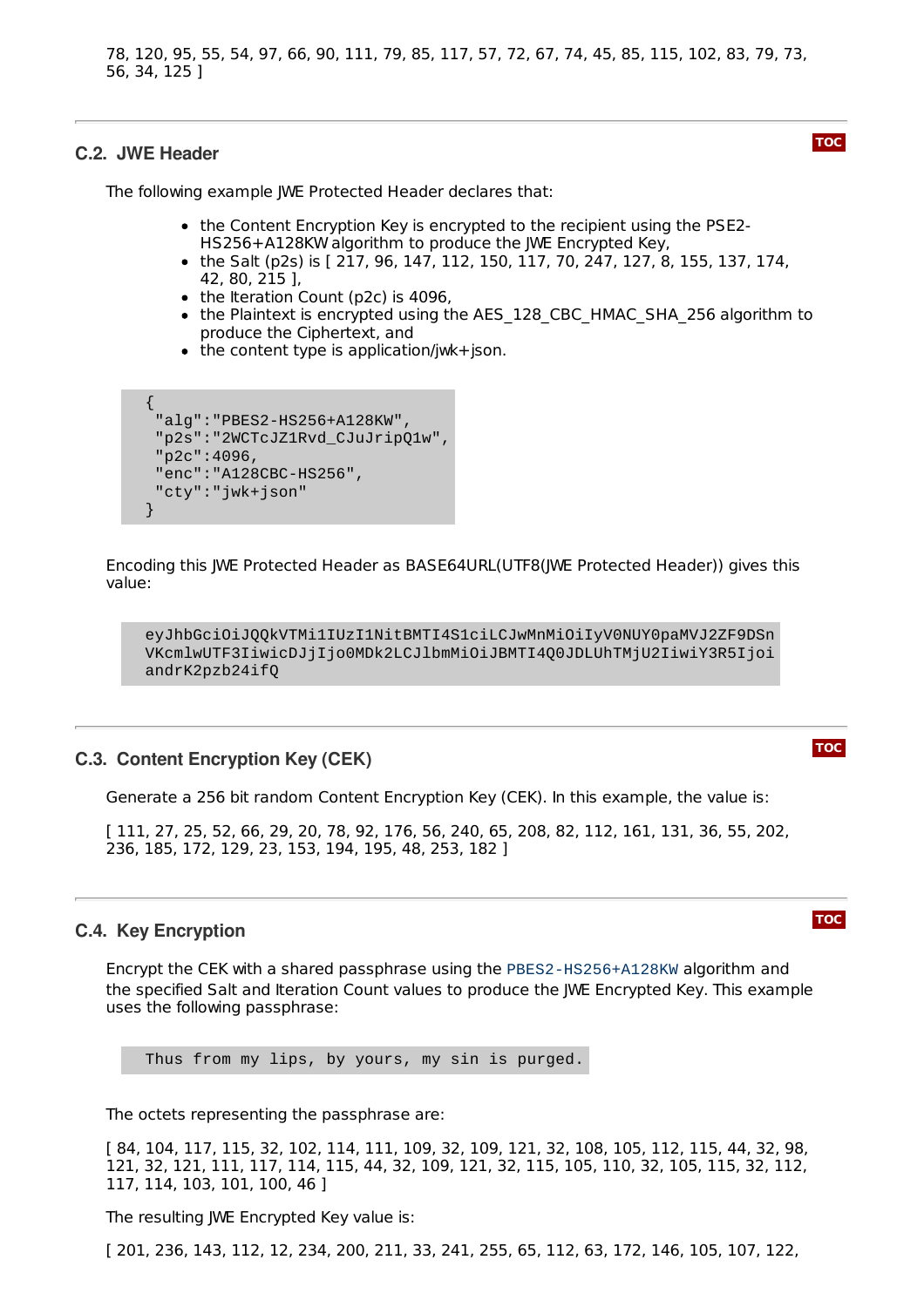78, 120, 95, 55, 54, 97, 66, 90, 111, 79, 85, 117, 57, 72, 67, 74, 45, 85, 115, 102, 83, 79, 73, 56, 34, 125 ]

### C.2. JWE Header

The following example JWE Protected Header declares that:

- the Content Encryption Key is encrypted to the recipient using the PSE2-HS256+A128KW algorithm to produce the JWE Encrypted Key,
- the Salt (p2s) is [ 217, 96, 147, 112, 150, 117, 70, 247, 127, 8, 155, 137, 174, 42, 80, 215 ],
- the Iteration Count (p2c) is 4096,
- the Plaintext is encrypted using the AES_128_CBC_HMAC_SHA_256 algorithm to produce the Ciphertext, and
- the content type is application/jwk+json.

```
{
 "alg":"PBES2-HS256+A128KW",
 "p2s":"2WCTcJZ1Rvd_CJuJripQ1w",
 "p2c":4096,
 "enc":"A128CBC-HS256",
 "cty":"jwk+json"
}
```

Encoding this JWE Protected Header as BASE64URL(UTF8(JWE Protected Header)) gives this value:

```
eyJhbGciOiJQQkVTMi1IUzI1NitBMTI4S1ciLCJwMnMiOiIyV0NUY0paMVJ2ZF9DSn
VKcmlwUTF3IiwicDJjIjo0MDk2LCJlbmMiOiJBMTI4Q0JDLUhTMjU2IiwiY3R5Ijoi
andrK2pzb24ifQ
```

### C.3. Content Encryption Key (CEK)

Generate a 256 bit random Content Encryption Key (CEK). In this example, the value is:

[ 111, 27, 25, 52, 66, 29, 20, 78, 92, 176, 56, 240, 65, 208, 82, 112, 161, 131, 36, 55, 202, 236, 185, 172, 129, 23, 153, 194, 195, 48, 253, 182 ]

### C.4. Key Encryption

Encrypt the CEK with a shared passphrase using the `PBES2-HS256+A128KW` algorithm and the specified Salt and Iteration Count values to produce the JWE Encrypted Key. This example uses the following passphrase:

```
Thus from my lips, by yours, my sin is purged.
```

The octets representing the passphrase are:

[ 84, 104, 117, 115, 32, 102, 114, 111, 109, 32, 109, 121, 32, 108, 105, 112, 115, 44, 32, 98, 121, 32, 121, 111, 117, 114, 115, 44, 32, 109, 121, 32, 115, 105, 110, 32, 105, 115, 32, 112, 117, 114, 103, 101, 100, 46 ]

The resulting JWE Encrypted Key value is:

[ 201, 236, 143, 112, 12, 234, 200, 211, 33, 241, 255, 65, 112, 63, 172, 146, 105, 107, 122,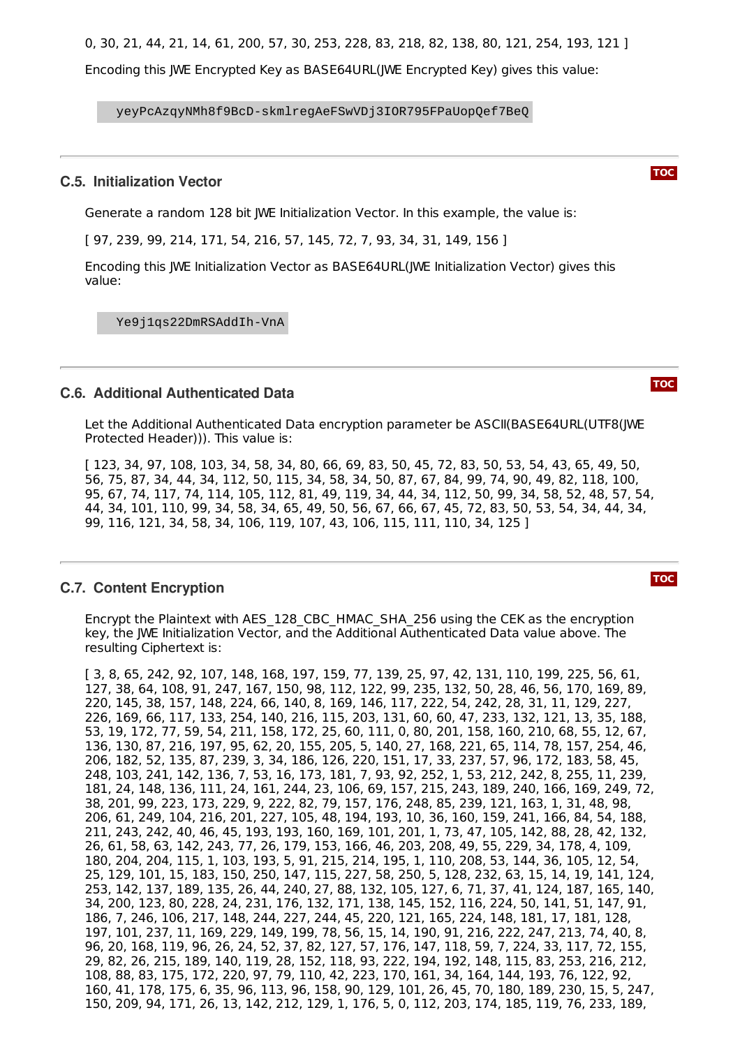0, 30, 21, 44, 21, 14, 61, 200, 57, 30, 253, 228, 83, 218, 82, 138, 80, 121, 254, 193, 121 ]

Encoding this JWE Encrypted Key as BASE64URL(JWE Encrypted Key) gives this value:

```
yeyPcAzqyNMh8f9BcD-skmlregAeFSwVDj3IOR795FPaUopQef7BeQ
```

## C.5. Initialization Vector

Generate a random 128 bit JWE Initialization Vector. In this example, the value is:

[ 97, 239, 99, 214, 171, 54, 216, 57, 145, 72, 7, 93, 34, 31, 149, 156 ]

Encoding this JWE Initialization Vector as BASE64URL(JWE Initialization Vector) gives this value:

```
Ye9j1qs22DmRSAddIh-VnA
```

## C.6. Additional Authenticated Data

Let the Additional Authenticated Data encryption parameter be ASCII(BASE64URL(UTF8(JWE Protected Header))). This value is:

[ 123, 34, 97, 108, 103, 34, 58, 34, 80, 66, 69, 83, 50, 45, 72, 83, 50, 53, 54, 43, 65, 49, 50, 56, 75, 87, 34, 44, 34, 112, 50, 115, 34, 58, 34, 50, 87, 67, 84, 99, 74, 90, 49, 82, 118, 100, 95, 67, 74, 117, 74, 114, 105, 112, 81, 49, 119, 34, 44, 34, 112, 50, 99, 34, 58, 52, 48, 57, 54, 44, 34, 101, 110, 99, 34, 58, 34, 65, 49, 50, 56, 67, 66, 67, 45, 72, 83, 50, 53, 54, 34, 44, 34, 99, 116, 121, 34, 58, 34, 106, 119, 107, 43, 106, 115, 111, 110, 34, 125 ]

## C.7. Content Encryption

Encrypt the Plaintext with AES_128_CBC_HMAC_SHA_256 using the CEK as the encryption key, the JWE Initialization Vector, and the Additional Authenticated Data value above. The resulting Ciphertext is:

[ 3, 8, 65, 242, 92, 107, 148, 168, 197, 159, 77, 139, 25, 97, 42, 131, 110, 199, 225, 56, 61, 127, 38, 64, 108, 91, 247, 167, 150, 98, 112, 122, 99, 235, 132, 50, 28, 46, 56, 170, 169, 89, 220, 145, 38, 157, 148, 224, 66, 140, 8, 169, 146, 117, 222, 54, 242, 28, 31, 11, 129, 227, 226, 169, 66, 117, 133, 254, 140, 216, 115, 203, 131, 60, 60, 47, 233, 132, 121, 13, 35, 188, 53, 19, 172, 77, 59, 54, 211, 158, 172, 25, 60, 111, 0, 80, 201, 158, 160, 210, 68, 55, 12, 67, 136, 130, 87, 216, 197, 95, 62, 20, 155, 205, 5, 140, 27, 168, 221, 65, 114, 78, 157, 254, 46, 206, 182, 52, 135, 87, 239, 3, 34, 186, 126, 220, 151, 17, 33, 237, 57, 96, 172, 183, 58, 45, 248, 103, 241, 142, 136, 7, 53, 16, 173, 181, 7, 93, 92, 252, 1, 53, 212, 242, 8, 255, 11, 239, 181, 24, 148, 136, 111, 24, 161, 244, 23, 106, 69, 157, 215, 243, 189, 240, 166, 169, 249, 72, 38, 201, 99, 223, 173, 229, 9, 222, 82, 79, 157, 176, 248, 85, 239, 121, 163, 1, 31, 48, 98, 206, 61, 249, 104, 216, 201, 227, 105, 48, 194, 193, 10, 36, 160, 159, 241, 166, 84, 54, 188, 211, 243, 242, 40, 46, 45, 193, 193, 160, 169, 101, 201, 1, 73, 47, 105, 142, 88, 28, 42, 132, 26, 61, 58, 63, 142, 243, 77, 26, 179, 153, 166, 46, 203, 208, 49, 55, 229, 34, 178, 4, 109, 180, 204, 204, 115, 1, 103, 193, 5, 91, 215, 214, 195, 1, 110, 208, 53, 144, 36, 105, 12, 54, 25, 129, 101, 15, 183, 150, 250, 147, 115, 227, 58, 250, 5, 128, 232, 63, 15, 14, 19, 141, 124, 253, 142, 137, 189, 135, 26, 44, 240, 27, 88, 132, 105, 127, 6, 71, 37, 41, 124, 187, 165, 140, 34, 200, 123, 80, 228, 24, 231, 176, 132, 171, 138, 145, 152, 116, 224, 50, 141, 51, 147, 91, 186, 7, 246, 106, 217, 148, 244, 227, 244, 45, 220, 121, 165, 224, 148, 181, 17, 181, 128, 197, 101, 237, 11, 169, 229, 149, 199, 78, 56, 15, 14, 190, 91, 216, 222, 247, 213, 74, 40, 8, 96, 20, 168, 119, 96, 26, 24, 52, 37, 82, 127, 57, 176, 147, 118, 59, 7, 224, 33, 117, 72, 155, 29, 82, 26, 215, 189, 140, 119, 28, 152, 118, 93, 222, 194, 192, 148, 115, 83, 253, 216, 212, 108, 88, 83, 175, 172, 220, 97, 79, 110, 42, 223, 170, 161, 34, 164, 144, 193, 76, 122, 92, 160, 41, 178, 175, 6, 35, 96, 113, 96, 158, 90, 129, 101, 26, 45, 70, 180, 189, 230, 15, 5, 247, 150, 209, 94, 171, 26, 13, 142, 212, 129, 1, 176, 5, 0, 112, 203, 174, 185, 119, 76, 233, 189,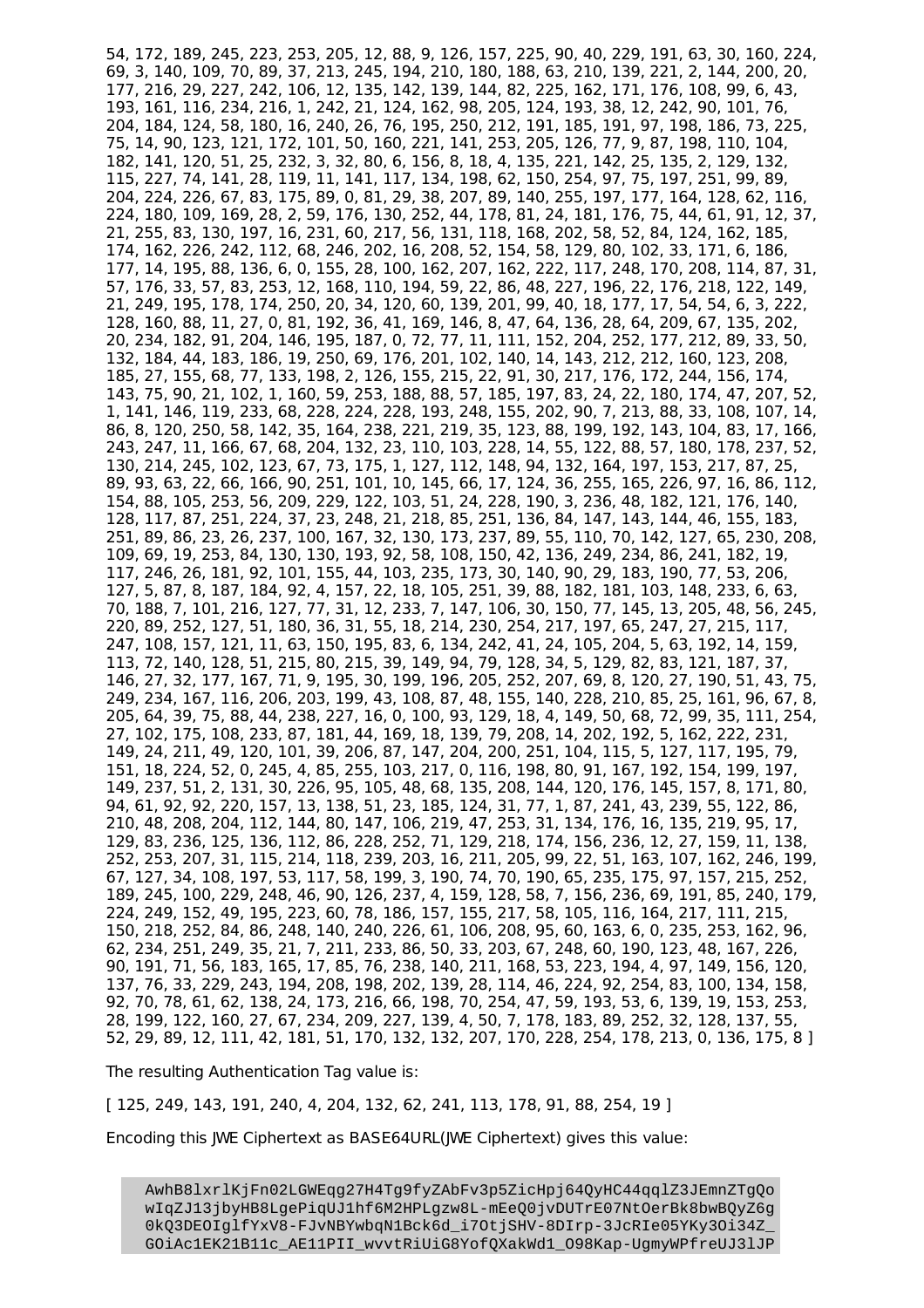54, 172, 189, 245, 223, 253, 205, 12, 88, 9, 126, 157, 225, 90, 40, 229, 191, 63, 30, 160, 224, 69, 3, 140, 109, 70, 89, 37, 213, 245, 194, 210, 180, 188, 63, 210, 139, 221, 2, 144, 200, 20, 177, 216, 29, 227, 242, 106, 12, 135, 142, 139, 144, 82, 225, 162, 171, 176, 108, 99, 6, 43, 193, 161, 116, 234, 216, 1, 242, 21, 124, 162, 98, 205, 124, 193, 38, 12, 242, 90, 101, 76, 204, 184, 124, 58, 180, 16, 240, 26, 76, 195, 250, 212, 191, 185, 191, 97, 198, 186, 73, 225, 75, 14, 90, 123, 121, 172, 101, 50, 160, 221, 141, 253, 205, 126, 77, 9, 87, 198, 110, 104, 182, 141, 120, 51, 25, 232, 3, 32, 80, 6, 156, 8, 18, 4, 135, 221, 142, 25, 135, 2, 129, 132, 115, 227, 74, 141, 28, 119, 11, 141, 117, 134, 198, 62, 150, 254, 97, 75, 197, 251, 99, 89, 204, 224, 226, 67, 83, 175, 89, 0, 81, 29, 38, 207, 89, 140, 255, 197, 177, 164, 128, 62, 116, 224, 180, 109, 169, 28, 2, 59, 176, 130, 252, 44, 178, 81, 24, 181, 176, 75, 44, 61, 91, 12, 37, 21, 255, 83, 130, 197, 16, 231, 60, 217, 56, 131, 118, 168, 202, 58, 52, 84, 124, 162, 185, 174, 162, 226, 242, 112, 68, 246, 202, 16, 208, 52, 154, 58, 129, 80, 102, 33, 171, 6, 186, 177, 14, 195, 88, 136, 6, 0, 155, 28, 100, 162, 207, 162, 222, 117, 248, 170, 208, 114, 87, 31, 57, 176, 33, 57, 83, 253, 12, 168, 110, 194, 59, 22, 86, 48, 227, 196, 22, 176, 218, 122, 149, 21, 249, 195, 178, 174, 250, 20, 34, 120, 60, 139, 201, 99, 40, 18, 177, 17, 54, 54, 6, 3, 222, 128, 160, 88, 11, 27, 0, 81, 192, 36, 41, 169, 146, 8, 47, 64, 136, 28, 64, 209, 67, 135, 202, 20, 234, 182, 91, 204, 146, 195, 187, 0, 72, 77, 11, 111, 152, 204, 252, 177, 212, 89, 33, 50, 132, 184, 44, 183, 186, 19, 250, 69, 176, 201, 102, 140, 14, 143, 212, 212, 160, 123, 208, 185, 27, 155, 68, 77, 133, 198, 2, 126, 155, 215, 22, 91, 30, 217, 176, 172, 244, 156, 174, 143, 75, 90, 21, 102, 1, 160, 59, 253, 188, 88, 57, 185, 197, 83, 24, 22, 180, 174, 47, 207, 52, 1, 141, 146, 119, 233, 68, 228, 224, 228, 193, 248, 155, 202, 90, 7, 213, 88, 33, 108, 107, 14, 86, 8, 120, 250, 58, 142, 35, 164, 238, 221, 219, 35, 123, 88, 199, 192, 143, 104, 83, 17, 166, 243, 247, 11, 166, 67, 68, 204, 132, 23, 110, 103, 228, 14, 55, 122, 88, 57, 180, 178, 237, 52, 130, 214, 245, 102, 123, 67, 73, 175, 1, 127, 112, 148, 94, 132, 164, 197, 153, 217, 87, 25, 89, 93, 63, 22, 66, 166, 90, 251, 101, 10, 145, 66, 17, 124, 36, 255, 165, 226, 97, 16, 86, 112, 154, 88, 105, 253, 56, 209, 229, 122, 103, 51, 24, 228, 190, 3, 236, 48, 182, 121, 176, 140, 128, 117, 87, 251, 224, 37, 23, 248, 21, 218, 85, 251, 136, 84, 147, 143, 144, 46, 155, 183, 251, 89, 86, 23, 26, 237, 100, 167, 32, 130, 173, 237, 89, 55, 110, 70, 142, 127, 65, 230, 208, 109, 69, 19, 253, 84, 130, 130, 193, 92, 58, 108, 150, 42, 136, 249, 234, 86, 241, 182, 19, 117, 246, 26, 181, 92, 101, 155, 44, 103, 235, 173, 30, 140, 90, 29, 183, 190, 77, 53, 206, 127, 5, 87, 8, 187, 184, 92, 4, 157, 22, 18, 105, 251, 39, 88, 182, 181, 103, 148, 233, 6, 63, 70, 188, 7, 101, 216, 127, 77, 31, 12, 233, 7, 147, 106, 30, 150, 77, 145, 13, 205, 48, 56, 245, 220, 89, 252, 127, 51, 180, 36, 31, 55, 18, 214, 230, 254, 217, 197, 65, 247, 27, 215, 117, 247, 108, 157, 121, 11, 63, 150, 195, 83, 6, 134, 242, 41, 24, 105, 204, 5, 63, 192, 14, 159, 113, 72, 140, 128, 51, 215, 80, 215, 39, 149, 94, 79, 128, 34, 5, 129, 82, 83, 121, 187, 37, 146, 27, 32, 177, 167, 71, 9, 195, 30, 199, 196, 205, 252, 207, 69, 8, 120, 27, 190, 51, 43, 75, 249, 234, 167, 116, 206, 203, 199, 43, 108, 87, 48, 155, 140, 228, 210, 85, 25, 161, 96, 67, 8, 205, 64, 39, 75, 88, 44, 238, 227, 16, 0, 100, 93, 129, 18, 4, 149, 50, 68, 72, 99, 35, 111, 254, 27, 102, 175, 108, 233, 87, 181, 44, 169, 18, 139, 79, 208, 14, 202, 192, 5, 162, 222, 231, 149, 24, 211, 49, 120, 101, 39, 206, 87, 147, 204, 200, 251, 104, 115, 5, 127, 117, 195, 79, 151, 18, 224, 52, 0, 245, 4, 85, 255, 103, 217, 0, 116, 198, 80, 91, 167, 192, 154, 199, 197, 149, 237, 51, 2, 131, 30, 226, 95, 105, 48, 68, 135, 208, 144, 120, 176, 145, 157, 8, 171, 80, 94, 61, 92, 92, 220, 157, 13, 138, 51, 23, 185, 124, 31, 77, 1, 87, 241, 43, 239, 55, 122, 86, 210, 48, 208, 204, 112, 144, 80, 147, 106, 219, 47, 253, 31, 134, 176, 16, 135, 219, 95, 17, 129, 83, 236, 125, 136, 112, 86, 228, 252, 71, 129, 218, 174, 156, 236, 12, 27, 159, 11, 138, 252, 253, 207, 31, 115, 214, 118, 239, 203, 16, 211, 205, 99, 22, 51, 163, 107, 162, 246, 199, 67, 127, 34, 108, 197, 53, 117, 58, 199, 3, 190, 74, 70, 190, 65, 235, 175, 97, 157, 215, 252, 189, 245, 100, 229, 248, 46, 90, 126, 237, 4, 159, 128, 58, 7, 156, 236, 69, 191, 85, 240, 179, 224, 249, 152, 49, 195, 223, 60, 78, 186, 157, 155, 217, 58, 105, 116, 164, 217, 111, 215, 150, 218, 252, 84, 86, 248, 140, 240, 226, 61, 106, 208, 95, 60, 163, 6, 0, 235, 253, 162, 96, 62, 234, 251, 249, 35, 21, 7, 211, 233, 86, 50, 33, 203, 67, 248, 60, 190, 123, 48, 167, 226, 90, 191, 71, 56, 183, 165, 17, 85, 76, 238, 140, 211, 168, 53, 223, 194, 4, 97, 149, 156, 120, 137, 76, 33, 229, 243, 194, 208, 198, 202, 139, 28, 114, 46, 224, 92, 254, 83, 100, 134, 158, 92, 70, 78, 61, 62, 138, 24, 173, 216, 66, 198, 70, 254, 47, 59, 193, 53, 6, 139, 19, 153, 253, 28, 199, 122, 160, 27, 67, 234, 209, 227, 139, 4, 50, 7, 178, 183, 89, 252, 32, 128, 137, 55, 52, 29, 89, 12, 111, 42, 181, 51, 170, 132, 132, 207, 170, 228, 254, 178, 213, 0, 136, 175, 8 ]

The resulting Authentication Tag value is:

[ 125, 249, 143, 191, 240, 4, 204, 132, 62, 241, 113, 178, 91, 88, 254, 19 ]

Encoding this JWE Ciphertext as BASE64URL(JWE Ciphertext) gives this value:

```
AwhB8lxrlKjFn02LGWEqg27H4Tg9fyZAbFv3p5ZicHpj64QyHC44qqlZ3JEmnZTgQo
wIqZJ13jbyHB8LgePiqUJ1hf6M2HPLgzw8L-mEeQ0jvDUTrE07NtOerBk8bwBQyZ6g
0kQ3DEOIglfYxV8-FJvNBYwbqN1Bck6d_i7OtjSHV-8DIrp-3JcRIe05YKy3Oi34Z_
GOiAc1EK21B11c_AE11PII_wvvtRiUiG8YofQXakWd1_O98Kap-UgmyWPfreUJ3lJP
```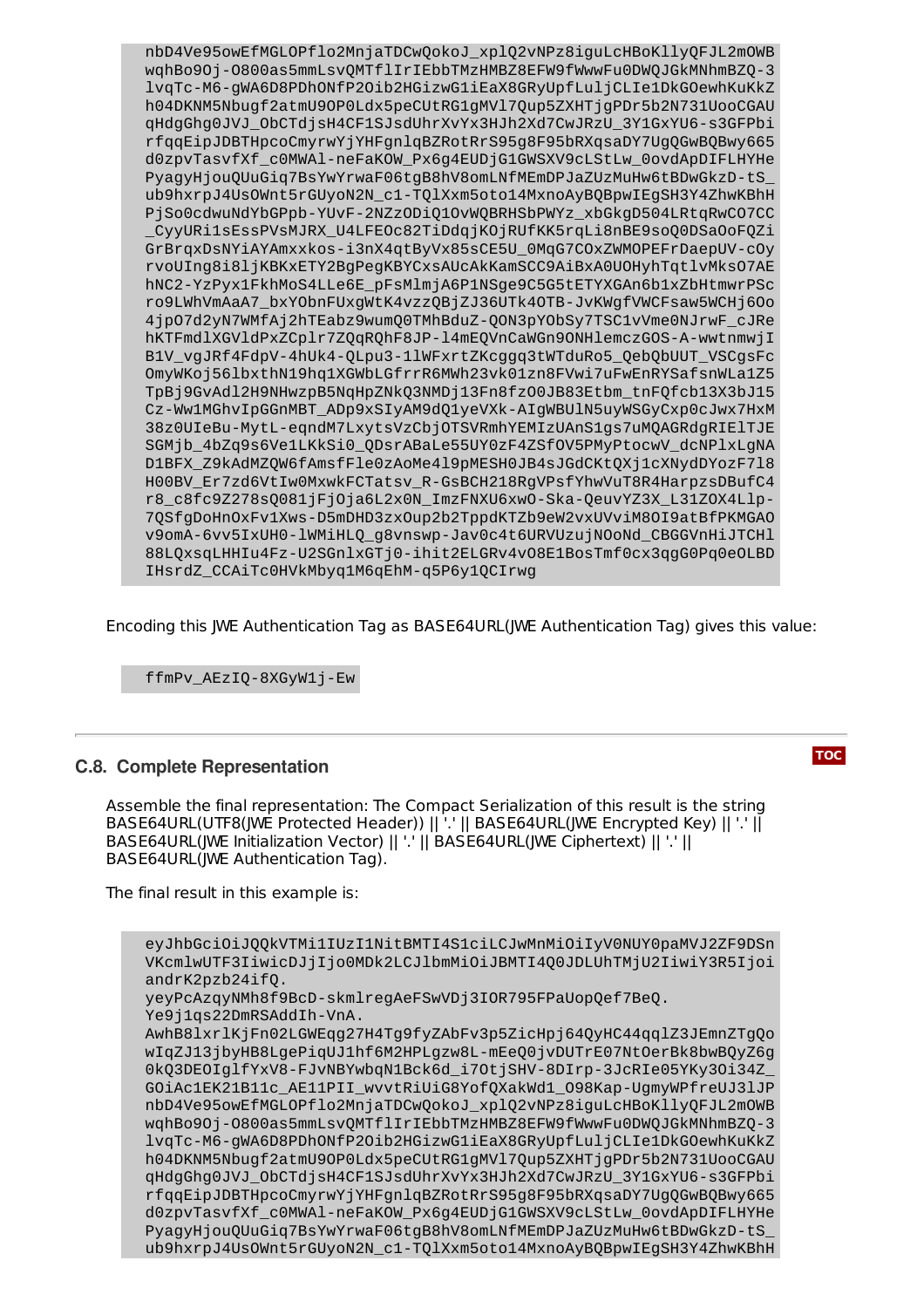```
nbD4Ve95owEfMGLOPflo2MnjaTDCwQokoJ_xplQ2vNPz8iguLcHBoKllyQFJL2mOWB
wqhBo9Oj-O800as5mmLsvQMTflIrIEbbTMzHMBZ8EFW9fWwwFu0DWQJGkMNhmBZQ-3
lvqTc-M6-gWA6D8PDhONfP2Oib2HGizwG1iEaX8GRyUpfLuljCLIe1DkGOewhKuKkZ
h04DKNM5Nbugf2atmU9OP0Ldx5peCUtRG1gMVl7Qup5ZXHTjgPDr5b2N731UooCGAU
qHdgGhg0JVJ_ObCTdjsH4CF1SJsdUhrXvYx3HJh2Xd7CwJRzU_3Y1GxYU6-s3GFPbi
rfqqEipJDBTHpcoCmyrwYjYHFgnlqBZRotRrS95g8F95bRXqsaDY7UgQGwBQBwy665
d0zpvTasvfXf_c0MWAl-neFaKOW_Px6g4EUDjG1GWSXV9cLStLw_0ovdApDIFLHYHe
PyagyHjouQUuGiq7BsYwYrwaF06tgB8hV8omLNfMEmDPJaZUzMuHw6tBDwGkzD-tS_
ub9hxrpJ4UsOWnt5rGUyoN2N_c1-TQlXxm5oto14MxnoAyBQBpwIEgSH3Y4ZhwKBhH
PjSo0cdwuNdYbGPpb-YUvF-2NZzODiQ1OvWQBRHSbPWYz_xbGkgD504LRtqRwCO7CC
_CyyURi1sEssPVsMJRX_U4LFEOc82TiDdqjKOjRUfKK5rqLi8nBE9soQ0DSaOoFQZi
GrBrqxDsNYiAYAmxxkos-i3nX4qtByVx85sCE5U_0MqG7COxZWMOPEFrDaepUV-cOy
rvoUIng8i8ljKBKxETY2BgPegKBYCxsAUcAkKamSCC9AiBxA0UOHyhTqtlvMksO7AE
hNC2-YzPyx1FkhMoS4LLe6E_pFsMlmjA6P1NSge9C5G5tETYXGAn6b1xZbHtmwrPSc
ro9LWhVmAaA7_bxYObnFUxgWtK4vzzQBjZJ36UTk4OTB-JvKWgfVWCFsaw5WCHj6Oo
4jpO7d2yN7WMfAj2hTEabz9wumQ0TMhBduZ-QON3pYObSy7TSC1vVme0NJrwF_cJRe
hKTFmdlXGVldPxZCplr7ZQqRQhF8JP-l4mEQVnCaWGn9ONHlemczGOS-A-wwtnmwjI
B1V_vgJRf4FdpV-4hUk4-QLpu3-1lWFxrtZKcggq3tWTduRo5_QebQbUUT_VSCgsFc
OmyWKoj56lbxthN19hq1XGWbLGfrrR6MWh23vk01zn8FVwi7uFwEnRYSafsnWLa1Z5
TpBj9GvAdl2H9NHwzpB5NqHpZNkQ3NMDj13Fn8fzO0JB83Etbm_tnFQfcb13X3bJ15
Cz-Ww1MGhvIpGGnMBT_ADp9xSIyAM9dQ1yeVXk-AIgWBUlN5uyWSGyCxp0cJwx7HxM
38z0UIeBu-MytL-eqndM7LxytsVzCbjOTSVRmhYEMIzUAnS1gs7uMQAGRdgRIElTJE
SGMjb_4bZq9s6Ve1LKkSi0_QDsrABaLe55UY0zF4ZSfOV5PMyPtocwV_dcNPlxLgNA
D1BFX_Z9kAdMZQW6fAmsfFle0zAoMe4l9pMESH0JB4sJGdCKtQXj1cXNydDYozF7l8
H00BV_Er7zd6VtIw0MxwkFCTatsv_R-GsBCH218RgVPsfYhwVuT8R4HarpzsDBufC4
r8_c8fc9Z278sQ081jFjOja6L2x0N_ImzFNXU6xwO-Ska-QeuvYZ3X_L31ZOX4Llp-
7QSfgDoHnOxFv1Xws-D5mDHD3zxOup2b2TppdKTZb9eW2vxUVviM8OI9atBfPKMGAO
v9omA-6vv5IxUH0-lWMiHLQ_g8vnswp-Jav0c4t6URVUzujNOoNd_CBGGVnHiJTCHl
88LQxsqLHHIu4Fz-U2SGnlxGTj0-ihit2ELGRv4vO8E1BosTmf0cx3qgG0Pq0eOLBD
IHsrdZ_CCAiTc0HVkMbyq1M6qEhM-q5P6y1QCIrwg
```

Encoding this JWE Authentication Tag as BASE64URL(JWE Authentication Tag) gives this value:

```
ffmPv_AEzIQ-8XGyW1j-Ew
```

## C.8. Complete Representation

Assemble the final representation: The Compact Serialization of this result is the string BASE64URL(UTF8(JWE Protected Header)) || '.' || BASE64URL(JWE Encrypted Key) || '.' || BASE64URL(JWE Initialization Vector) || '.' || BASE64URL(JWE Ciphertext) || '.' || BASE64URL(JWE Authentication Tag).

The final result in this example is:

```
eyJhbGciOiJQQkVTMi1IUzI1NitBMTI4S1ciLCJwMnMiOiIyV0NUY0paMVJ2ZF9DSn
VKcmlwUTF3IiwicDJjIjo0MDk2LCJlbmMiOiJBMTI4Q0JDLUhTMjU2IiwiY3R5Ijoi
andrK2pzb24ifQ.
yeyPcAzqyNMh8f9BcD-skmlregAeFSwVDj3IOR795FPaUopQef7BeQ.
Ye9j1qs22DmRSAddIh-VnA.
AwhB8lxrlKjFn02LGWEqg27H4Tg9fyZAbFv3p5ZicHpj64QyHC44qqlZ3JEmnZTgQo
wIqZJ13jbyHB8LgePiqUJ1hf6M2HPLgzw8L-mEeQ0jvDUTrE07NtOerBk8bwBQyZ6g
0kQ3DEOIglfYxV8-FJvNBYwbqN1Bck6d_i7OtjSHV-8DIrp-3JcRIe05YKy3Oi34Z_
GOiAc1EK21B11c_AE11PII_wvvtRiUiG8YofQXakWd1_O98Kap-UgmyWPfreUJ3lJP
nbD4Ve95owEfMGLOPflo2MnjaTDCwQokoJ_xplQ2vNPz8iguLcHBoKllyQFJL2mOWB
wqhBo9Oj-O800as5mmLsvQMTflIrIEbbTMzHMBZ8EFW9fWwwFu0DWQJGkMNhmBZQ-3
lvqTc-M6-gWA6D8PDhONfP2Oib2HGizwG1iEaX8GRyUpfLuljCLIe1DkGOewhKuKkZ
h04DKNM5Nbugf2atmU9OP0Ldx5peCUtRG1gMVl7Qup5ZXHTjgPDr5b2N731UooCGAU
qHdgGhg0JVJ_ObCTdjsH4CF1SJsdUhrXvYx3HJh2Xd7CwJRzU_3Y1GxYU6-s3GFPbi
rfqqEipJDBTHpcoCmyrwYjYHFgnlqBZRotRrS95g8F95bRXqsaDY7UgQGwBQBwy665
d0zpvTasvfXf_c0MWAl-neFaKOW_Px6g4EUDjG1GWSXV9cLStLw_0ovdApDIFLHYHe
PyagyHjouQUuGiq7BsYwYrwaF06tgB8hV8omLNfMEmDPJaZUzMuHw6tBDwGkzD-tS_
ub9hxrpJ4UsOWnt5rGUyoN2N_c1-TQlXxm5oto14MxnoAyBQBpwIEgSH3Y4ZhwKBhH
```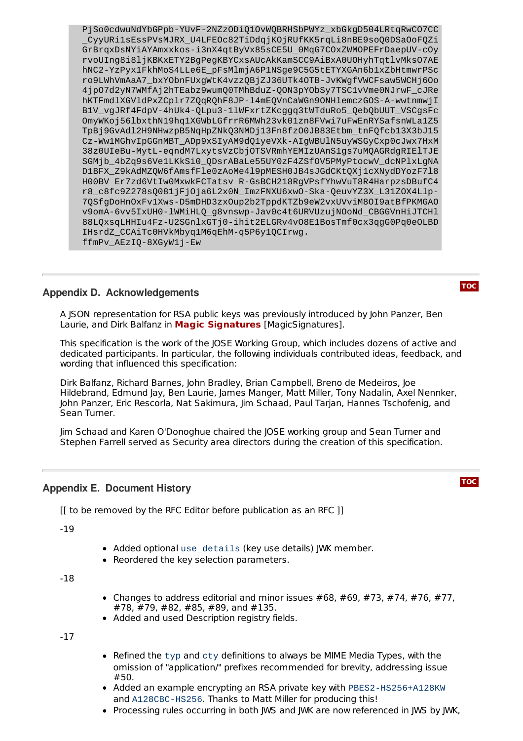```
PjSo0cdwuNdYbGPpb-YUvF-2NZzODiQ1OvWQBRHSbPWYz_xbGkgD504LRtqRwCO7CC
_CyyURi1sEssPVsMJRX_U4LFEOc82TiDdqjKOjRUfKK5rqLi8nBE9soQ0DSaOoFQZi
GrBrqxDsNYiAYAmxxkos-i3nX4qtByVx85sCE5U_0MqG7COxZWMOPEFrDaepUV-cOy
rvoUIng8i8ljKBKxETY2BgPegKBYCxsAUcAkKamSCC9AiBxA0UOHyhTqtlvMksO7AE
hNC2-YzPyx1FkhMoS4LLe6E_pFsMlmjA6P1NSge9C5G5tETYXGAn6b1xZbHtmwrPSc
ro9LWhVmAaA7_bxYObnFUxgWtK4vzzQBjZJ36UTk4OTB-JvKWgfVWCFsaw5WCHj6Oo
4jpO7d2yN7WMfAj2hTEabz9wumQ0TMhBduZ-QON3pYObSy7TSC1vVme0NJrwF_cJRe
hKTFmdlXGVldPxZCplr7ZQqRQhF8JP-l4mEQVnCaWGn9ONHlemczGOS-A-wwtnmwjI
B1V_vgJRf4FdpV-4hUk4-QLpu3-1lWFxrtZKcggq3tWTduRo5_QebQbUUT_VSCgsFc
OmyWKoj56lbxthN19hq1XGWbLGfrrR6MWh23vk01zn8FVwi7uFwEnRYSafsnWLa1Z5
TpBj9GvAdl2H9NHwzpB5NqHpZNkQ3NMDj13Fn8fzO0JB83Etbm_tnFQfcb13X3bJ15
Cz-Ww1MGhvIpGGnMBT_ADp9xSIyAM9dQ1yeVXk-AIgWBUlN5uyWSGyCxp0cJwx7HxM
38z0UIeBu-MytL-eqndM7LxytsVzCbjOTSVRmhYEMIzUAnS1gs7uMQAGRdgRIElTJE
SGMjb_4bZq9s6Ve1LKkSi0_QDsrABaLe55UY0zF4ZSfOV5PMyPtocwV_dcNPlxLgNA
D1BFX_Z9kAdMZQW6fAmsfFle0zAoMe4l9pMESH0JB4sJGdCKtQXj1cXNydDYozF7l8
H00BV_Er7zd6VtIw0MxwkFCTatsv_R-GsBCH218RgVPsfYhwVuT8R4HarpzsDBufC4
r8_c8fc9Z278sQ081jFjOja6L2x0N_ImzFNXU6xwO-Ska-QeuvYZ3X_L31ZOX4Llp-
7QSfgDoHnOxFv1Xws-D5mDHD3zxOup2b2TppdKTZb9eW2vxUVviM8OI9atBfPKMGAO
v9omA-6vv5IxUH0-lWMiHLQ_g8vnswp-Jav0c4t6URVUzujNOoNd_CBGGVnHiJTCHl
88LQxsqLHHIu4Fz-U2SGnlxGTj0-ihit2ELGRv4vO8E1BosTmf0cx3qgG0Pq0eOLBD
IHsrdZ_CCAiTc0HVkMbyq1M6qEhM-q5P6y1QCIrwg.
ffmPv_AEzIQ-8XGyW1j-Ew
```

## Appendix D. Acknowledgements

A JSON representation for RSA public keys was previously introduced by John Panzer, Ben Laurie, and Dirk Balfanz in **Magic Signatures** [MagicSignatures].

This specification is the work of the JOSE Working Group, which includes dozens of active and dedicated participants. In particular, the following individuals contributed ideas, feedback, and wording that influenced this specification:

Dirk Balfanz, Richard Barnes, John Bradley, Brian Campbell, Breno de Medeiros, Joe Hildebrand, Edmund Jay, Ben Laurie, James Manger, Matt Miller, Tony Nadalin, Axel Nennker, John Panzer, Eric Rescorla, Nat Sakimura, Jim Schaad, Paul Tarjan, Hannes Tschofenig, and Sean Turner.

Jim Schaad and Karen O'Donoghue chaired the JOSE working group and Sean Turner and Stephen Farrell served as Security area directors during the creation of this specification.

## Appendix E. Document History

[[ to be removed by the RFC Editor before publication as an RFC ]]

-19

- Added optional `use_details` (key use details) JWK member.
- Reordered the key selection parameters.

-18

- Changes to address editorial and minor issues #68, #69, #73, #74, #76, #77, #78, #79, #82, #85, #89, and #135.
- Added and used Description registry fields.

-17

- Refined the `typ` and `cty` definitions to always be MIME Media Types, with the omission of "application/" prefixes recommended for brevity, addressing issue #50.
- Added an example encrypting an RSA private key with `PBES2-HS256+A128KW` and `A128CBC-HS256`. Thanks to Matt Miller for producing this!
- Processing rules occurring in both JWS and JWK are now referenced in JWS by JWK,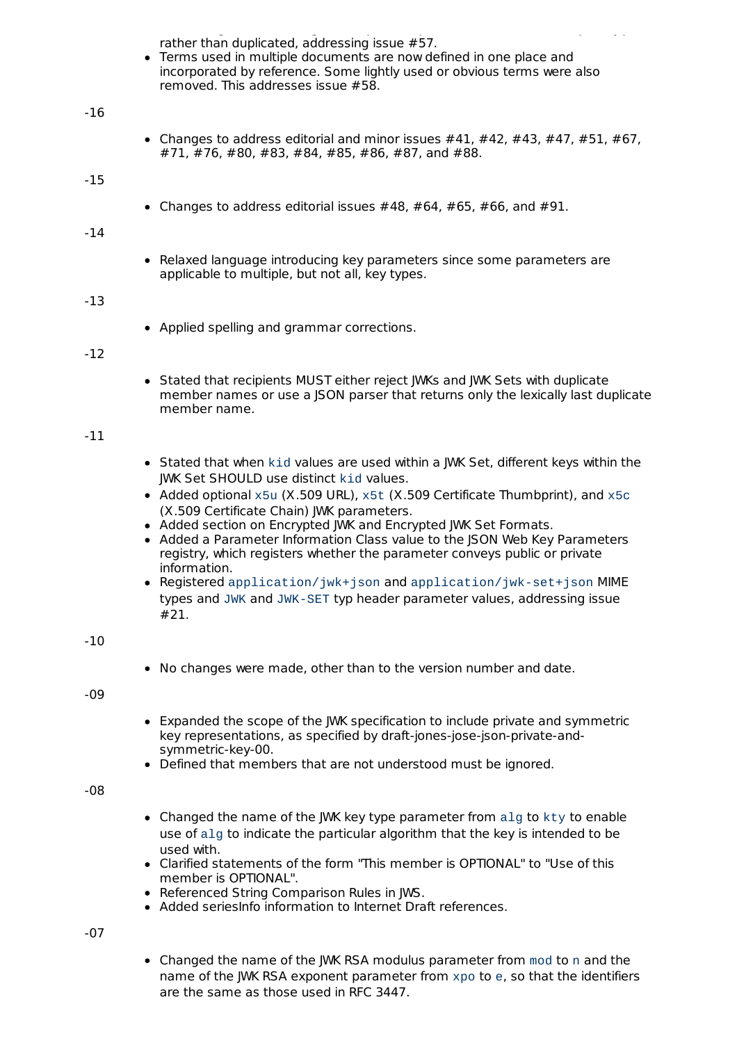rather than duplicated, addressing issue #57.

- Terms used in multiple documents are now defined in one place and incorporated by reference. Some lightly used or obvious terms were also removed. This addresses issue #58.

-16

- Changes to address editorial and minor issues #41, #42, #43, #47, #51, #67, #71, #76, #80, #83, #84, #85, #86, #87, and #88.

-15

- Changes to address editorial issues #48, #64, #65, #66, and #91.

-14

- Relaxed language introducing key parameters since some parameters are applicable to multiple, but not all, key types.

-13

- Applied spelling and grammar corrections.

-12

- Stated that recipients MUST either reject JWKs and JWK Sets with duplicate member names or use a JSON parser that returns only the lexically last duplicate member name.

-11

- Stated that when `kid` values are used within a JWK Set, different keys within the JWK Set SHOULD use distinct `kid` values.
- Added optional `x5u` (X.509 URL), `x5t` (X.509 Certificate Thumbprint), and `x5c` (X.509 Certificate Chain) JWK parameters.
- Added section on Encrypted JWK and Encrypted JWK Set Formats.
- Added a Parameter Information Class value to the JSON Web Key Parameters registry, which registers whether the parameter conveys public or private information.
- Registered `application/jwk+json` and `application/jwk-set+json` MIME types and `JWK` and `JWK-SET` typ header parameter values, addressing issue #21.

-10

- No changes were made, other than to the version number and date.

-09

- Expanded the scope of the JWK specification to include private and symmetric key representations, as specified by draft-jones-jose-json-private-and-symmetric-key-00.
- Defined that members that are not understood must be ignored.

-08

- Changed the name of the JWK key type parameter from `alg` to `kty` to enable use of `alg` to indicate the particular algorithm that the key is intended to be used with.
- Clarified statements of the form "This member is OPTIONAL" to "Use of this member is OPTIONAL".
- Referenced String Comparison Rules in JWS.
- Added seriesInfo information to Internet Draft references.

-07

- Changed the name of the JWK RSA modulus parameter from `mod` to `n` and the name of the JWK RSA exponent parameter from `xpo` to `e`, so that the identifiers are the same as those used in RFC 3447.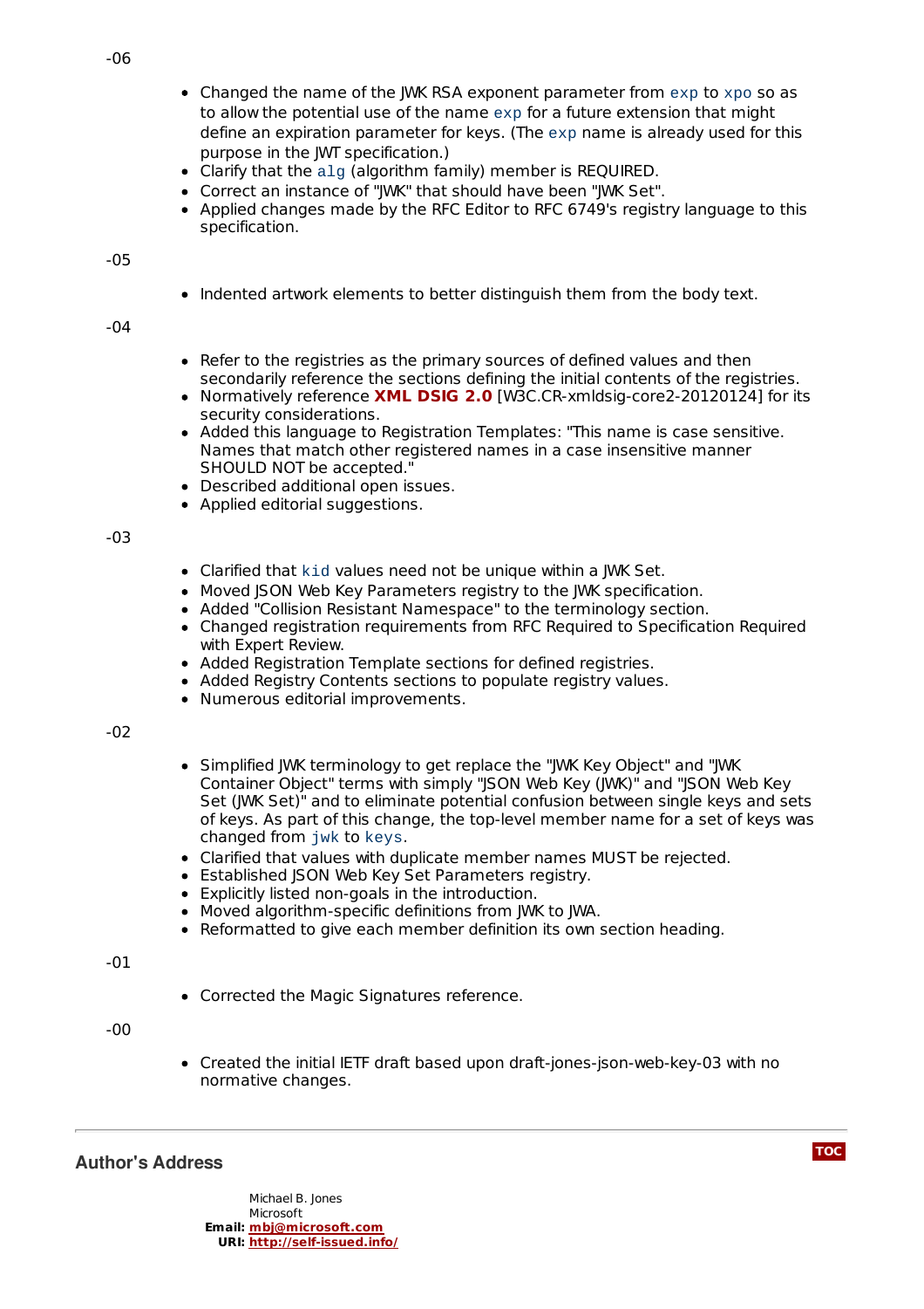-06

- Changed the name of the JWK RSA exponent parameter from `exp` to `xpo` so as to allow the potential use of the name `exp` for a future extension that might define an expiration parameter for keys. (The `exp` name is already used for this purpose in the JWT specification.)
- Clarify that the `alg` (algorithm family) member is REQUIRED.
- Correct an instance of "JWK" that should have been "JWK Set".
- Applied changes made by the RFC Editor to RFC 6749's registry language to this specification.

-05

- Indented artwork elements to better distinguish them from the body text.

-04

- Refer to the registries as the primary sources of defined values and then secondarily reference the sections defining the initial contents of the registries.
- Normatively reference **XML DSIG 2.0** [W3C.CR-xmldsig-core2-20120124] for its security considerations.
- Added this language to Registration Templates: "This name is case sensitive. Names that match other registered names in a case insensitive manner SHOULD NOT be accepted."
- Described additional open issues.
- Applied editorial suggestions.

-03

- Clarified that `kid` values need not be unique within a JWK Set.
- Moved JSON Web Key Parameters registry to the JWK specification.
- Added "Collision Resistant Namespace" to the terminology section.
- Changed registration requirements from RFC Required to Specification Required with Expert Review.
- Added Registration Template sections for defined registries.
- Added Registry Contents sections to populate registry values.
- Numerous editorial improvements.

-02

- Simplified JWK terminology to get replace the "JWK Key Object" and "JWK Container Object" terms with simply "JSON Web Key (JWK)" and "JSON Web Key Set (JWK Set)" and to eliminate potential confusion between single keys and sets of keys. As part of this change, the top-level member name for a set of keys was changed from `jwk` to `keys`.
- Clarified that values with duplicate member names MUST be rejected.
- Established JSON Web Key Set Parameters registry.
- Explicitly listed non-goals in the introduction.
- Moved algorithm-specific definitions from JWK to JWA.
- Reformatted to give each member definition its own section heading.

-01

- Corrected the Magic Signatures reference.

-00

- Created the initial IETF draft based upon draft-jones-json-web-key-03 with no normative changes.

## Author's Address

Michael B. Jones
Microsoft
**Email:** mbj@microsoft.com
**URI:** http://self-issued.info/